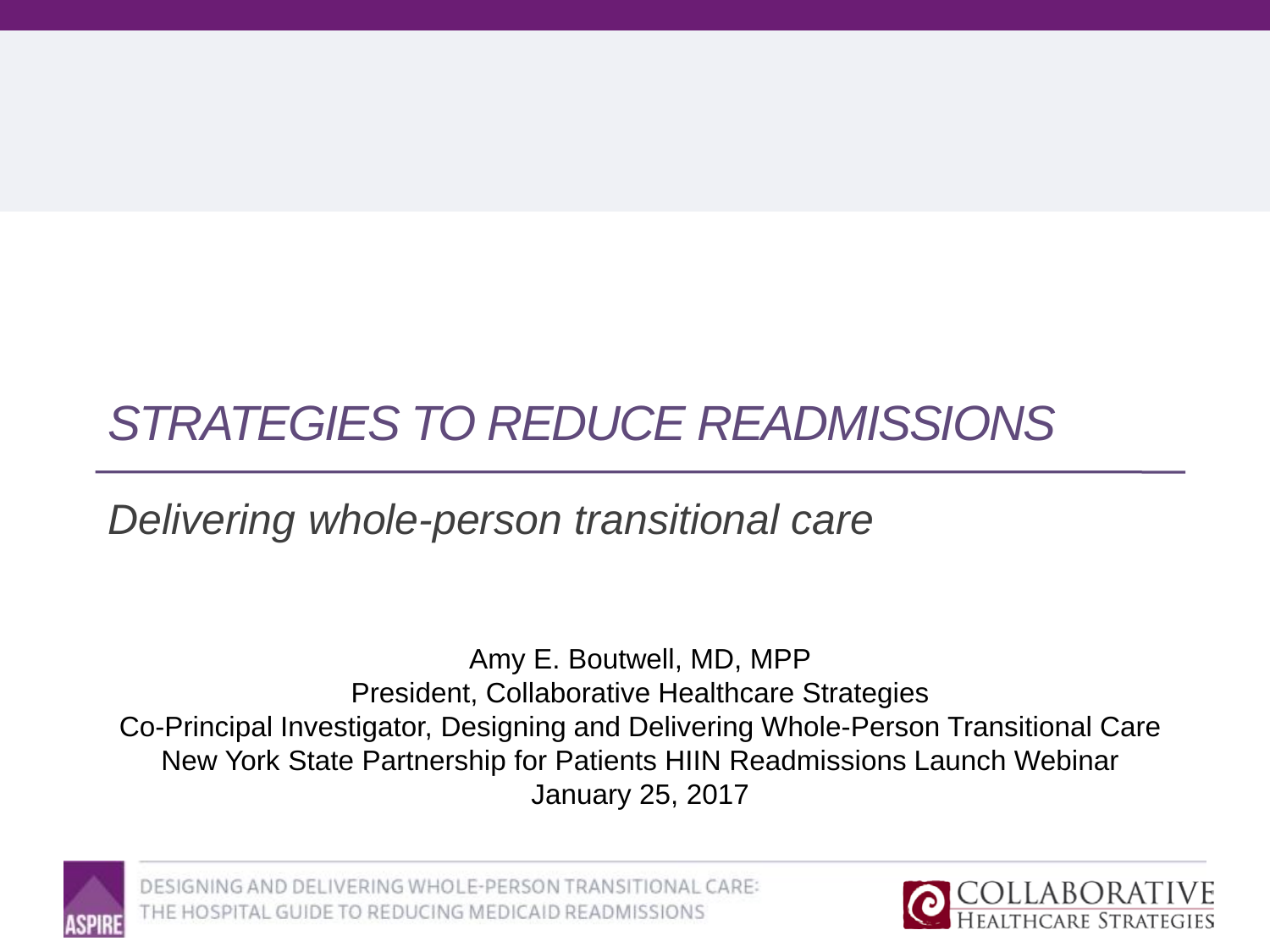# *STRATEGIES TO REDUCE READMISSIONS*

*Delivering whole-person transitional care*

Amy E. Boutwell, MD, MPP
President, Collaborative Healthcare Strategies
Co-Principal Investigator, Designing and Delivering Whole-Person Transitional Care
New York State Partnership for Patients HIIN Readmissions Launch Webinar
January 25, 2017

ASPIRE

DESIGNING AND DELIVERING WHOLE-PERSON TRANSITIONAL CARE:
THE HOSPITAL GUIDE TO REDUCING MEDICAID READMISSIONS

COLLABORATIVE HEALTHCARE STRATEGIES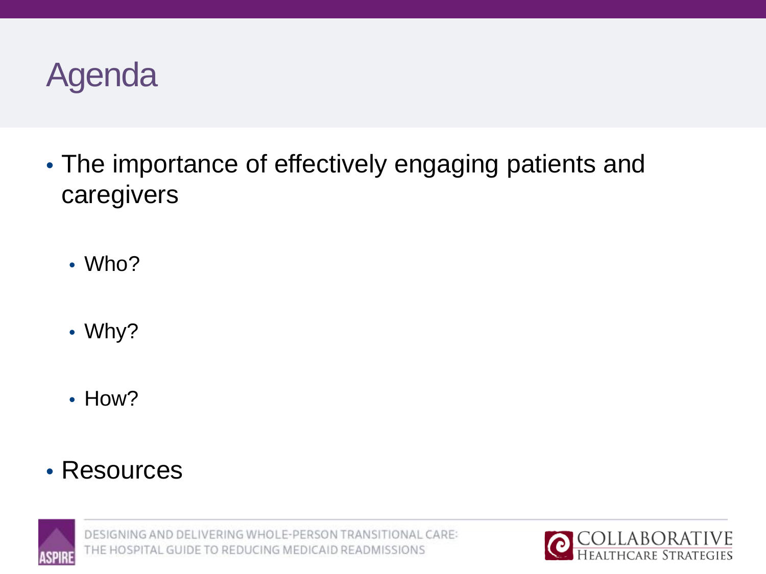# Agenda

- The importance of effectively engaging patients and caregivers
  - Who?
  - Why?
  - How?
- Resources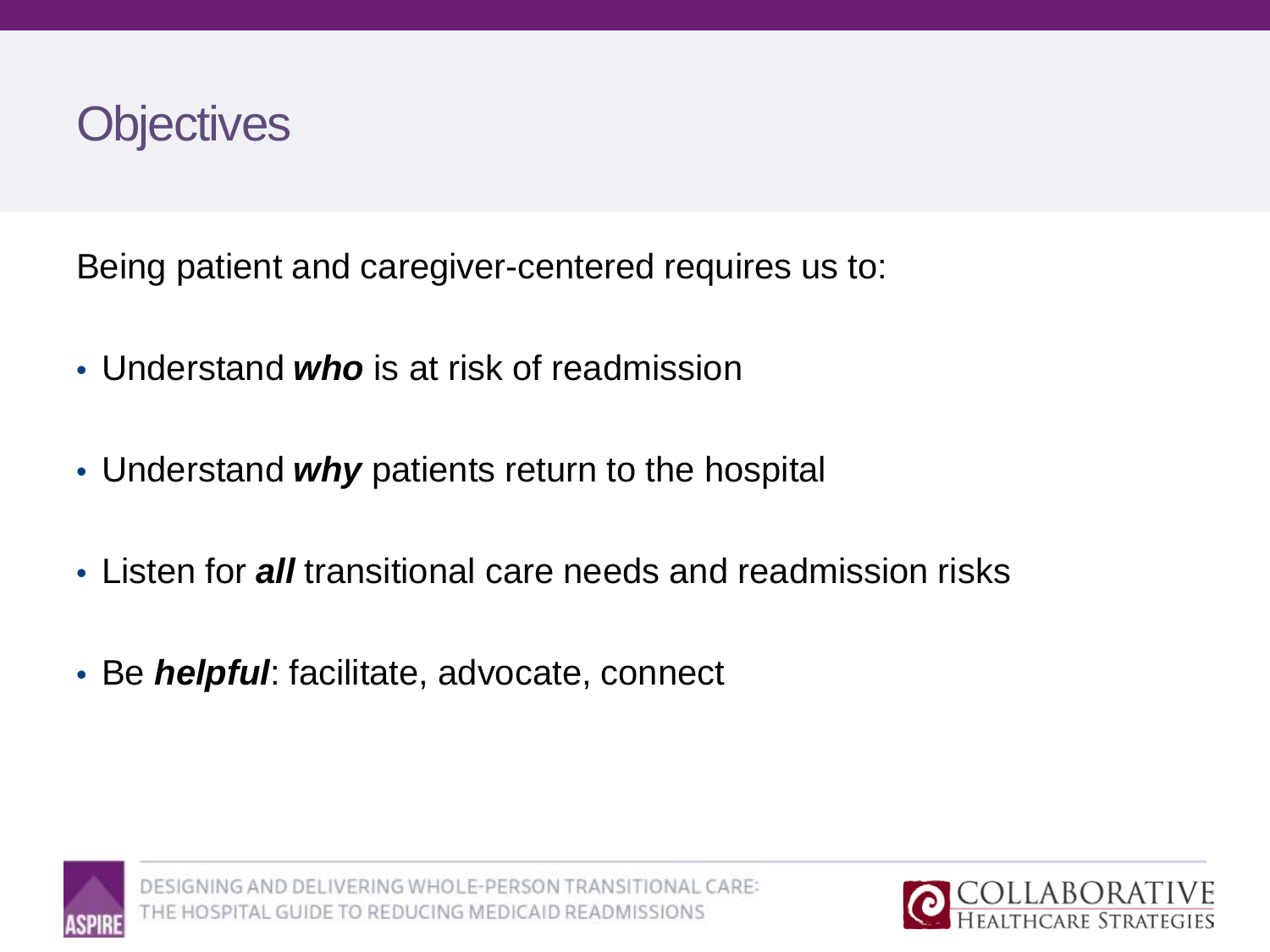# Objectives

Being patient and caregiver-centered requires us to:

- Understand ***who*** is at risk of readmission
- Understand ***why*** patients return to the hospital
- Listen for ***all*** transitional care needs and readmission risks
- Be ***helpful***: facilitate, advocate, connect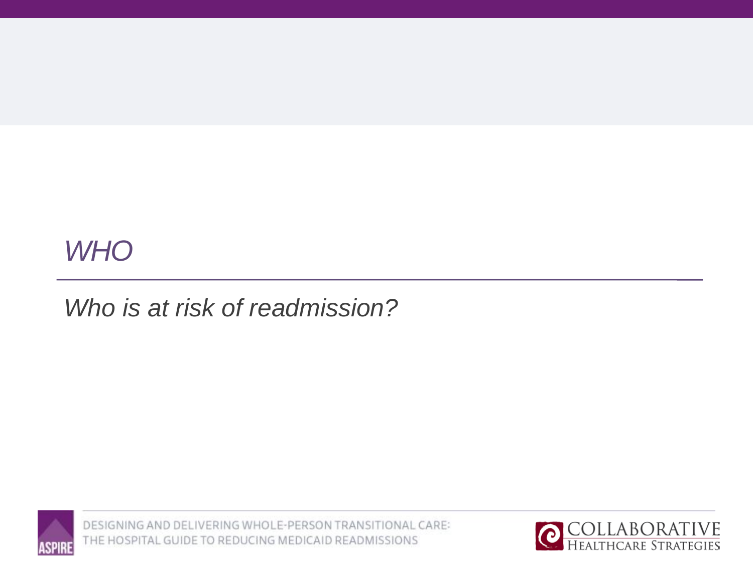# *WHO*

*Who is at risk of readmission?*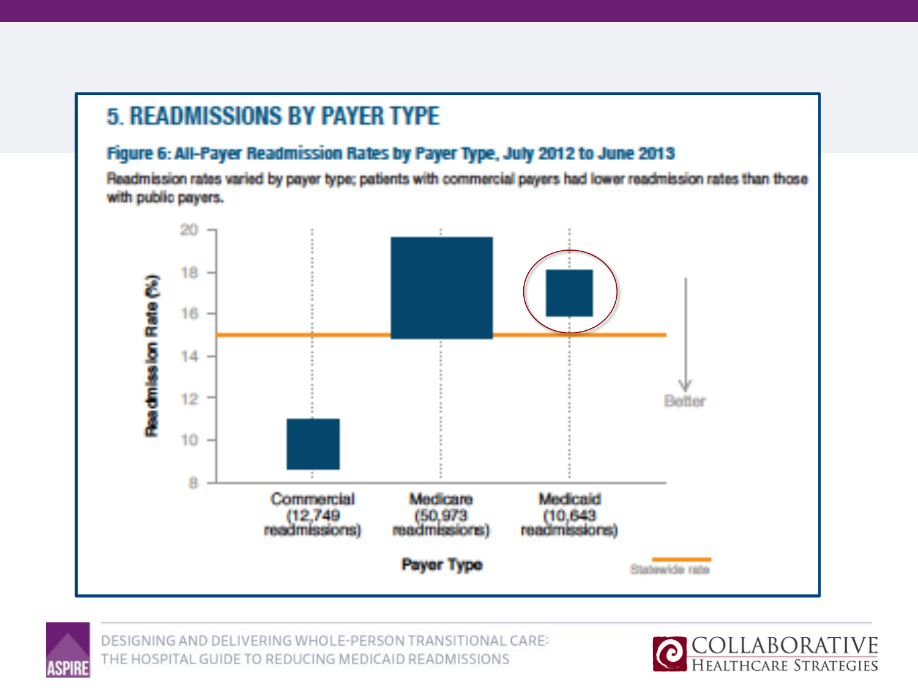# 5. READMISSIONS BY PAYER TYPE

**Figure 6: All-Payer Readmission Rates by Payer Type, July 2012 to June 2013**

Readmission rates varied by payer type; patients with commercial payers had lower readmission rates than those with public payers.

Readmission Rate (%)

Commercial (12,749 readmissions)

Medicare (50,973 readmissions)

Medicaid (10,643 readmissions)

Payer Type

Better

Statewide rate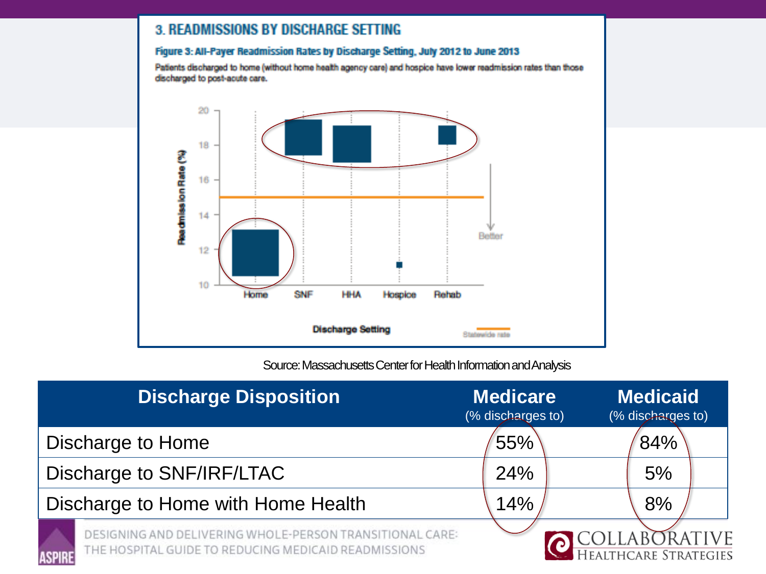## 3. READMISSIONS BY DISCHARGE SETTING

**Figure 3: All-Payer Readmission Rates by Discharge Setting, July 2012 to June 2013**

Patients discharged to home (without home health agency care) and hospice have lower readmission rates than those discharged to post-acute care.

Source: Massachusetts Center for Health Information and Analysis

| Discharge Disposition | Medicare (% discharges to) | Medicaid (% discharges to) |
|---|---|---|
| Discharge to Home | 55% | 84% |
| Discharge to SNF/IRF/LTAC | 24% | 5% |
| Discharge to Home with Home Health | 14% | 8% |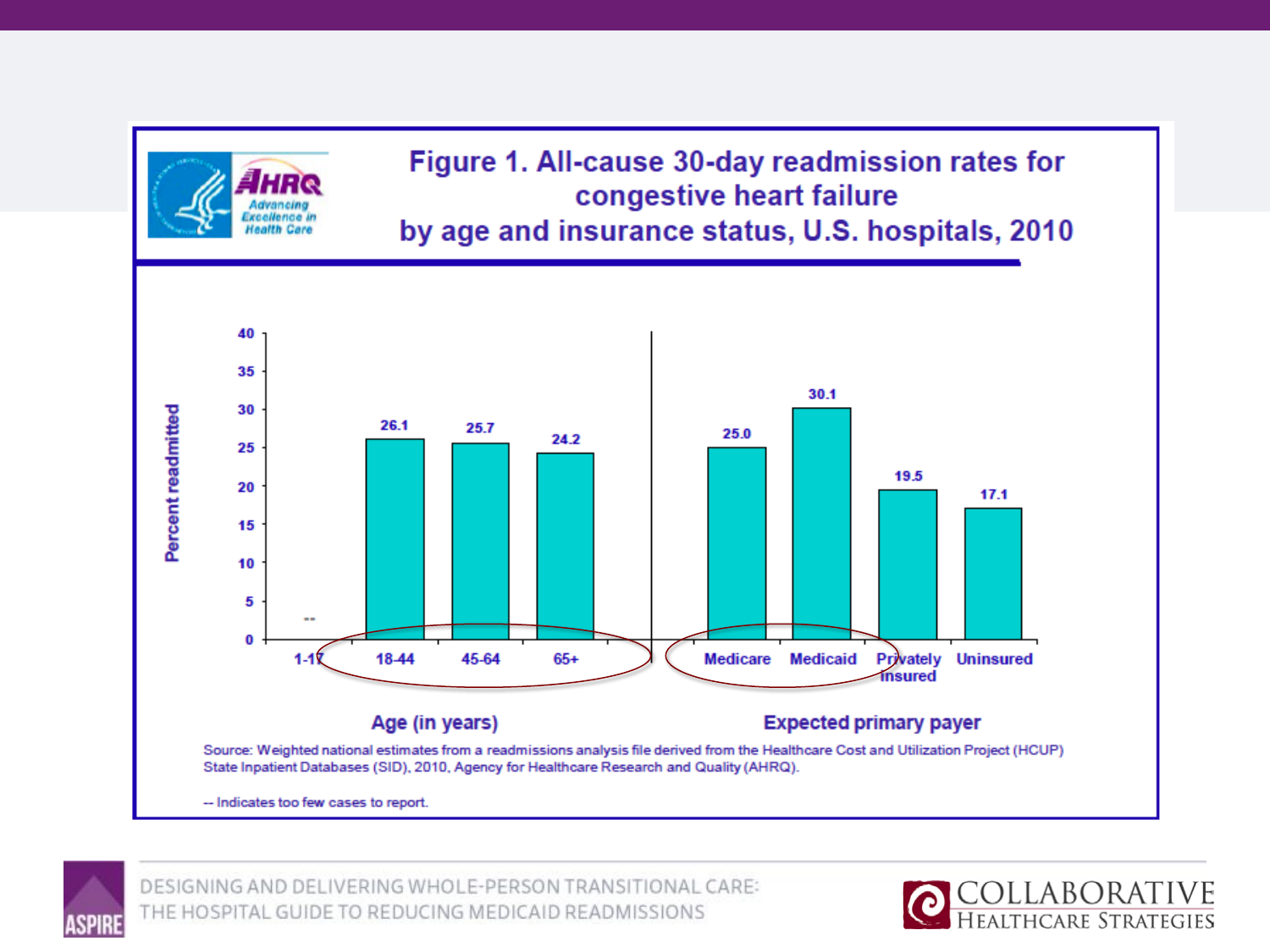# Figure 1. All-cause 30-day readmission rates for congestive heart failure by age and insurance status, U.S. hospitals, 2010

AHRQ Advancing Excellence in Health Care

| Category | Group | Percent readmitted |
| --- | --- | --- |
| Age (in years) | 1-17 | -- |
| Age (in years) | 18-44 | 26.1 |
| Age (in years) | 45-64 | 25.7 |
| Age (in years) | 65+ | 24.2 |
| Expected primary payer | Medicare | 25.0 |
| Expected primary payer | Medicaid | 30.1 |
| Expected primary payer | Privately insured | 19.5 |
| Expected primary payer | Uninsured | 17.1 |

Source: Weighted national estimates from a readmissions analysis file derived from the Healthcare Cost and Utilization Project (HCUP) State Inpatient Databases (SID), 2010, Agency for Healthcare Research and Quality (AHRQ).

-- Indicates too few cases to report.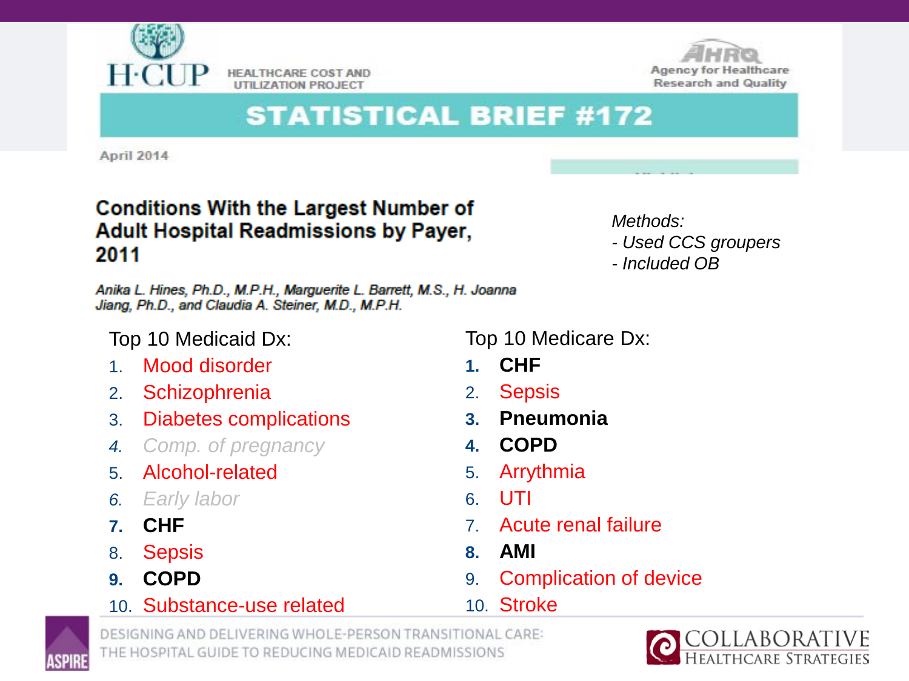HEALTHCARE COST AND UTILIZATION PROJECT

Agency for Healthcare Research and Quality

# STATISTICAL BRIEF #172

April 2014

## Conditions With the Largest Number of Adult Hospital Readmissions by Payer, 2011

*Anika L. Hines, Ph.D., M.P.H., Marguerite L. Barrett, M.S., H. Joanna Jiang, Ph.D., and Claudia A. Steiner, M.D., M.P.H.*

*Methods:*
*- Used CCS groupers*
*- Included OB*

Top 10 Medicaid Dx:

1. Mood disorder
2. Schizophrenia
3. Diabetes complications
4. *Comp. of pregnancy*
5. Alcohol-related
6. *Early labor*
7. **CHF**
8. Sepsis
9. **COPD**
10. Substance-use related

Top 10 Medicare Dx:

1. **CHF**
2. Sepsis
3. **Pneumonia**
4. **COPD**
5. Arrythmia
6. UTI
7. Acute renal failure
8. **AMI**
9. Complication of device
10. Stroke

DESIGNING AND DELIVERING WHOLE-PERSON TRANSITIONAL CARE: THE HOSPITAL GUIDE TO REDUCING MEDICAID READMISSIONS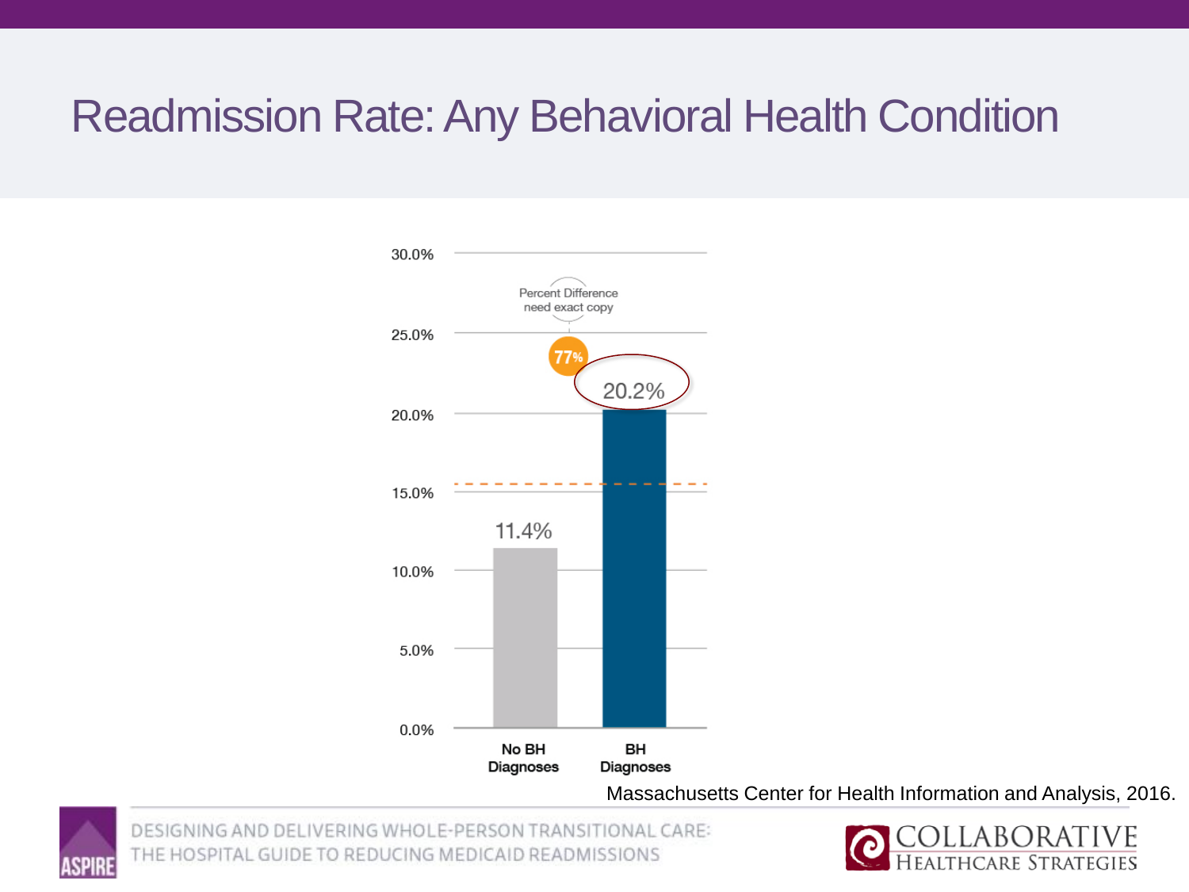# Readmission Rate: Any Behavioral Health Condition

Percent Difference
need exact copy

77%

| | No BH Diagnoses | BH Diagnoses |
|---|---|---|
| Readmission Rate | 11.4% | 20.2% |

Massachusetts Center for Health Information and Analysis, 2016.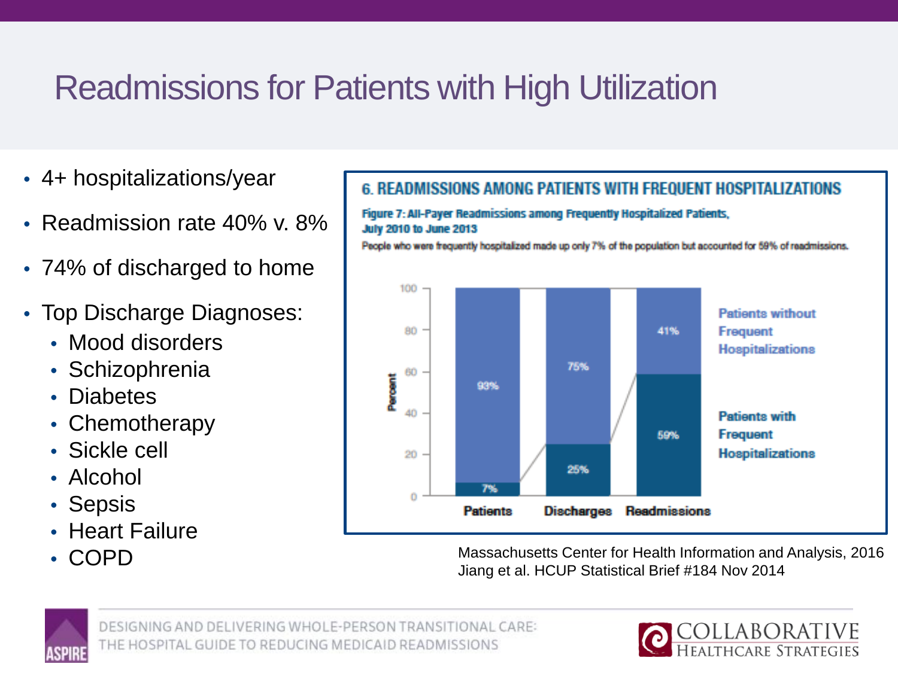# Readmissions for Patients with High Utilization

- 4+ hospitalizations/year
- Readmission rate 40% v. 8%
- 74% of discharged to home
- Top Discharge Diagnoses:
  - Mood disorders
  - Schizophrenia
  - Diabetes
  - Chemotherapy
  - Sickle cell
  - Alcohol
  - Sepsis
  - Heart Failure
  - COPD

## 6. READMISSIONS AMONG PATIENTS WITH FREQUENT HOSPITALIZATIONS

**Figure 7: All-Payer Readmissions among Frequently Hospitalized Patients, July 2010 to June 2013**

People who were frequently hospitalized made up only 7% of the population but accounted for 59% of readmissions.

| | Patients | Discharges | Readmissions |
|---|---|---|---|
| Patients without Frequent Hospitalizations | 93% | 75% | 41% |
| Patients with Frequent Hospitalizations | 7% | 25% | 59% |

Massachusetts Center for Health Information and Analysis, 2016
Jiang et al. HCUP Statistical Brief #184 Nov 2014

DESIGNING AND DELIVERING WHOLE-PERSON TRANSITIONAL CARE: THE HOSPITAL GUIDE TO REDUCING MEDICAID READMISSIONS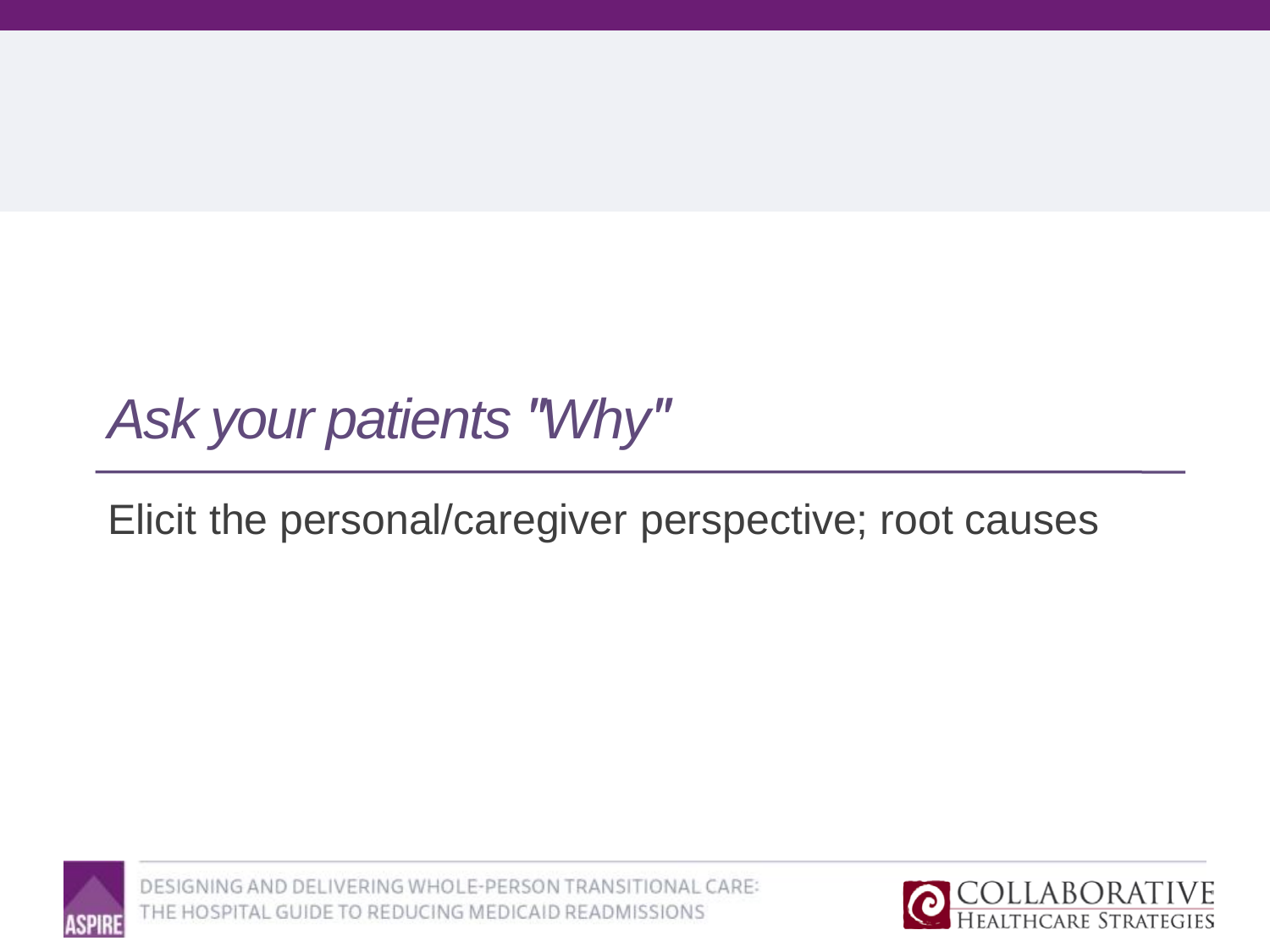# *Ask your patients "Why"*

Elicit the personal/caregiver perspective; root causes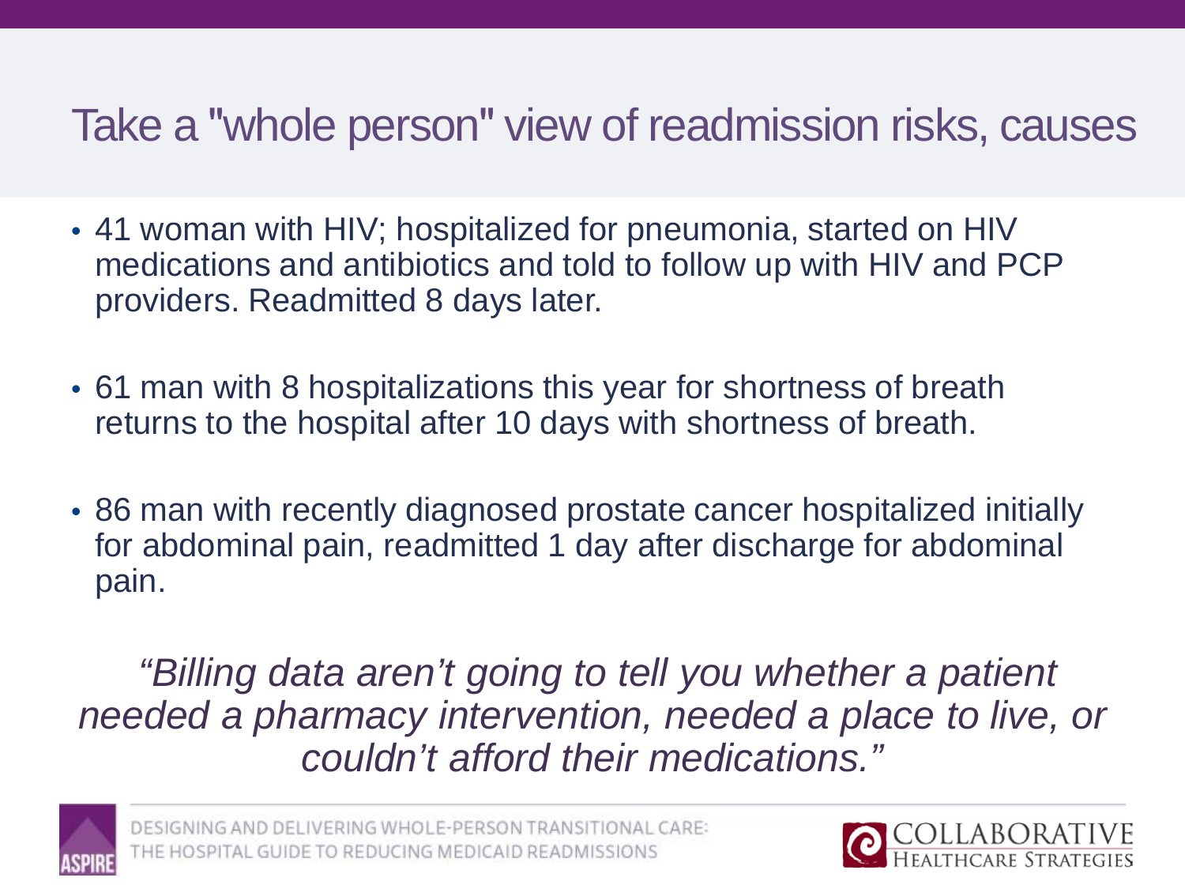# Take a "whole person" view of readmission risks, causes

- 41 woman with HIV; hospitalized for pneumonia, started on HIV medications and antibiotics and told to follow up with HIV and PCP providers. Readmitted 8 days later.

- 61 man with 8 hospitalizations this year for shortness of breath returns to the hospital after 10 days with shortness of breath.

- 86 man with recently diagnosed prostate cancer hospitalized initially for abdominal pain, readmitted 1 day after discharge for abdominal pain.

*"Billing data aren't going to tell you whether a patient needed a pharmacy intervention, needed a place to live, or couldn't afford their medications."*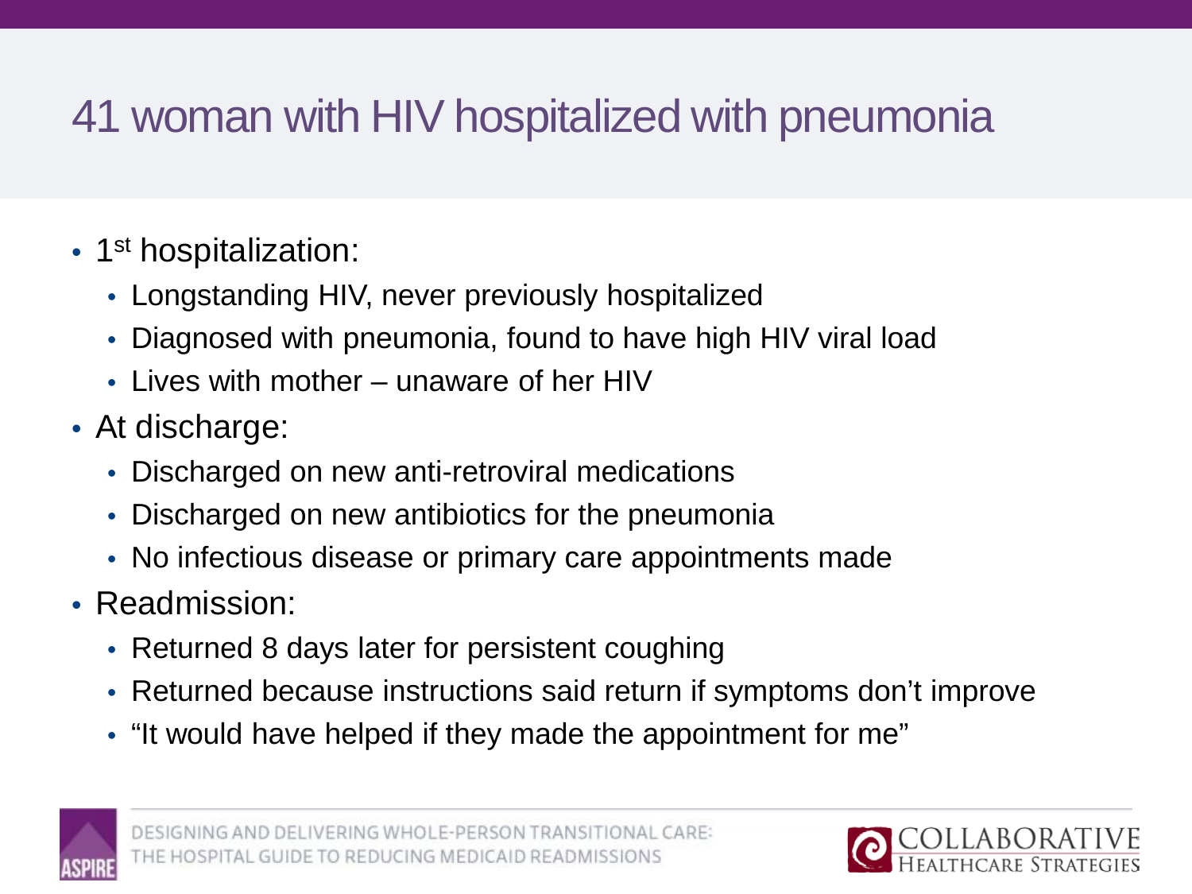# 41 woman with HIV hospitalized with pneumonia

- 1st hospitalization:
  - Longstanding HIV, never previously hospitalized
  - Diagnosed with pneumonia, found to have high HIV viral load
  - Lives with mother – unaware of her HIV
- At discharge:
  - Discharged on new anti-retroviral medications
  - Discharged on new antibiotics for the pneumonia
  - No infectious disease or primary care appointments made
- Readmission:
  - Returned 8 days later for persistent coughing
  - Returned because instructions said return if symptoms don't improve
  - "It would have helped if they made the appointment for me"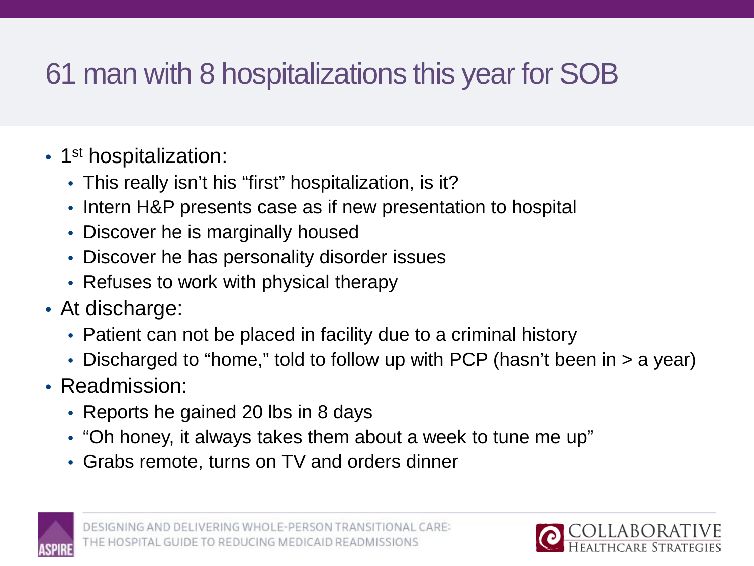# 61 man with 8 hospitalizations this year for SOB

- 1st hospitalization:
  - This really isn't his "first" hospitalization, is it?
  - Intern H&P presents case as if new presentation to hospital
  - Discover he is marginally housed
  - Discover he has personality disorder issues
  - Refuses to work with physical therapy
- At discharge:
  - Patient can not be placed in facility due to a criminal history
  - Discharged to "home," told to follow up with PCP (hasn't been in > a year)
- Readmission:
  - Reports he gained 20 lbs in 8 days
  - "Oh honey, it always takes them about a week to tune me up"
  - Grabs remote, turns on TV and orders dinner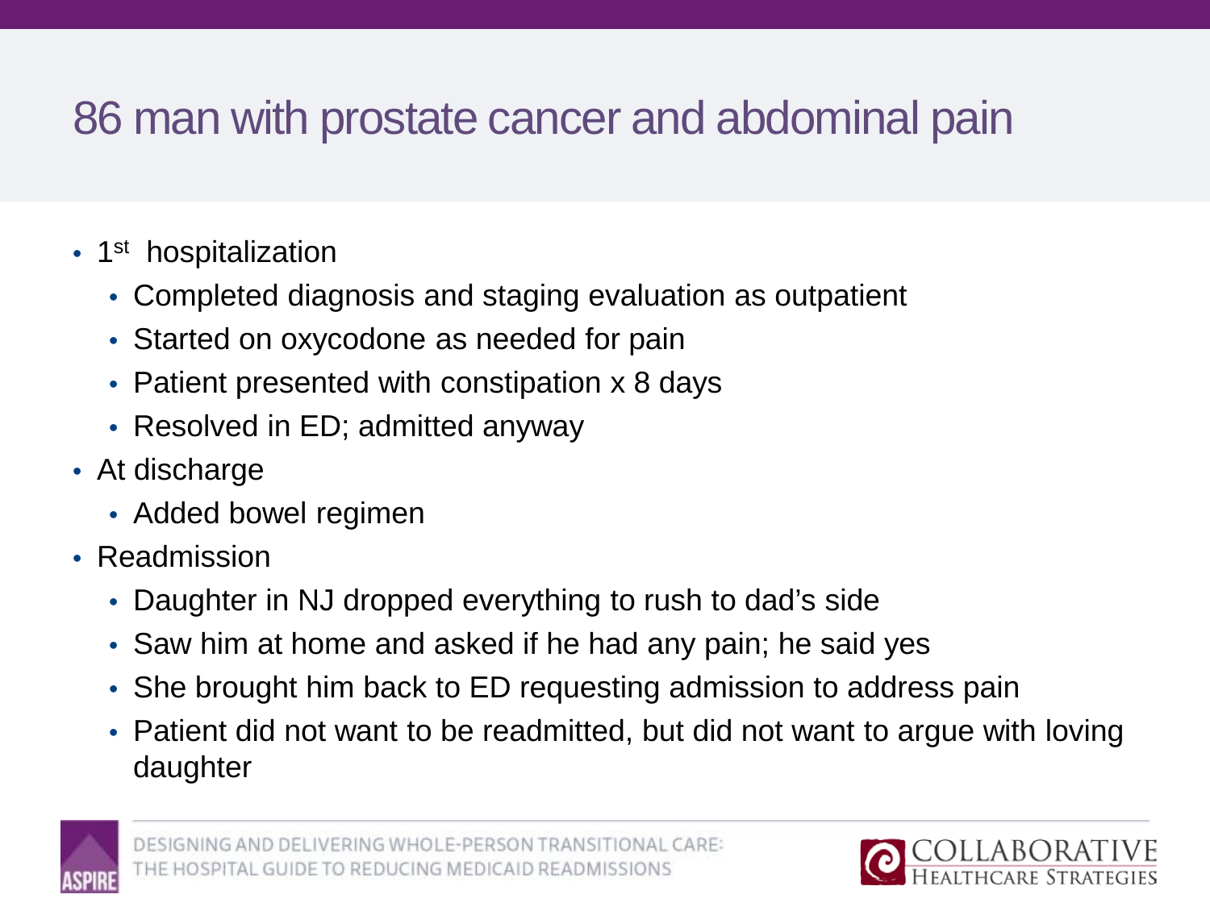# 86 man with prostate cancer and abdominal pain

- 1st hospitalization
  - Completed diagnosis and staging evaluation as outpatient
  - Started on oxycodone as needed for pain
  - Patient presented with constipation x 8 days
  - Resolved in ED; admitted anyway
- At discharge
  - Added bowel regimen
- Readmission
  - Daughter in NJ dropped everything to rush to dad's side
  - Saw him at home and asked if he had any pain; he said yes
  - She brought him back to ED requesting admission to address pain
  - Patient did not want to be readmitted, but did not want to argue with loving daughter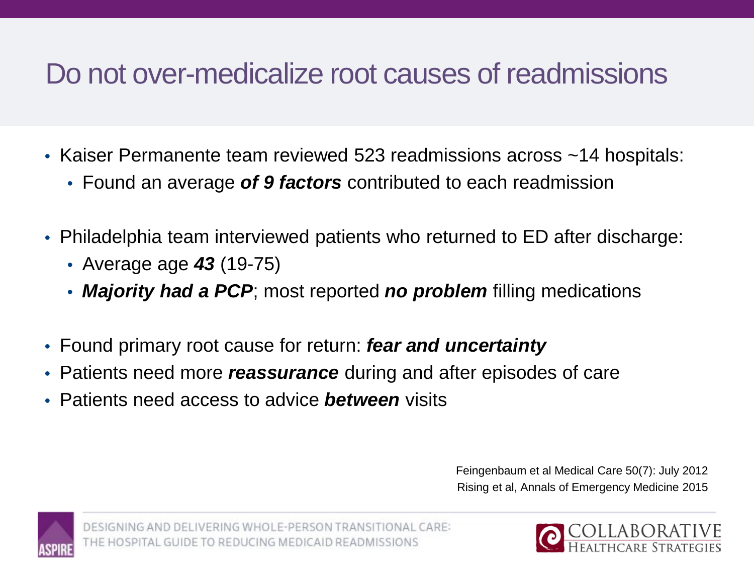# Do not over-medicalize root causes of readmissions

- Kaiser Permanente team reviewed 523 readmissions across ~14 hospitals:
  - Found an average ***of 9 factors*** contributed to each readmission
- Philadelphia team interviewed patients who returned to ED after discharge:
  - Average age ***43*** (19-75)
  - ***Majority had a PCP***; most reported ***no problem*** filling medications
- Found primary root cause for return: ***fear and uncertainty***
- Patients need more ***reassurance*** during and after episodes of care
- Patients need access to advice ***between*** visits

Feingenbaum et al Medical Care 50(7): July 2012
Rising et al, Annals of Emergency Medicine 2015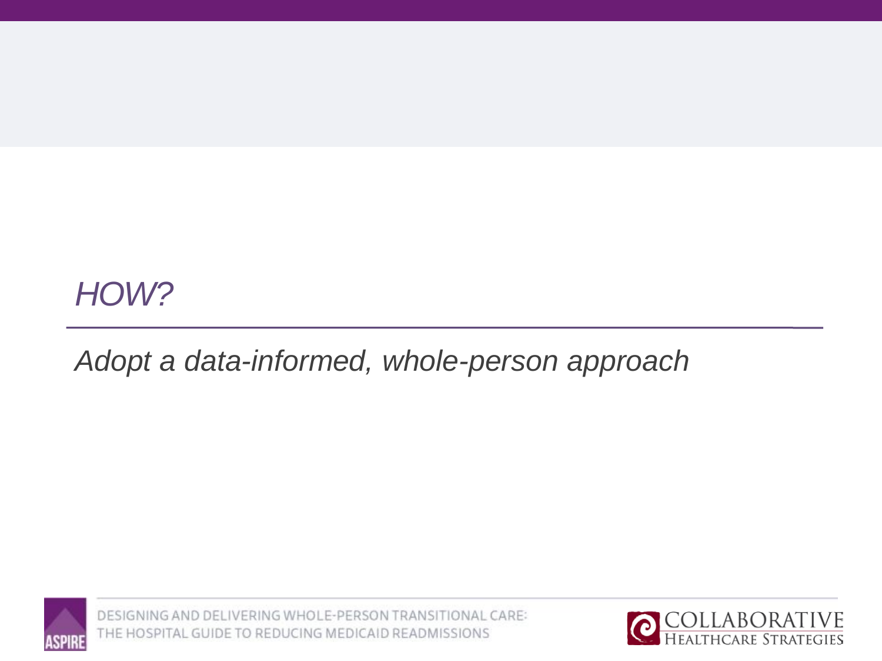# *HOW?*

*Adopt a data-informed, whole-person approach*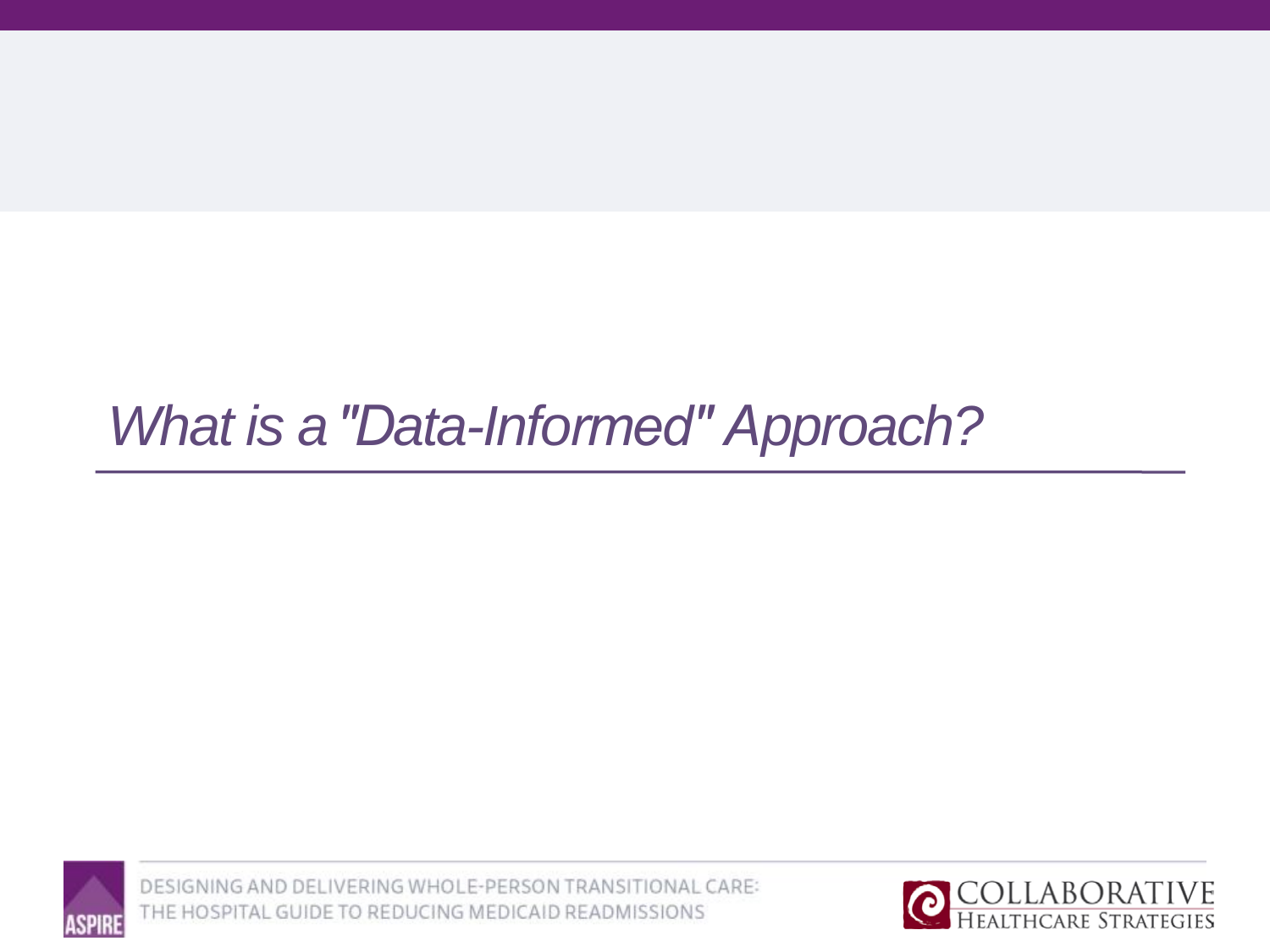# *What is a "Data-Informed" Approach?*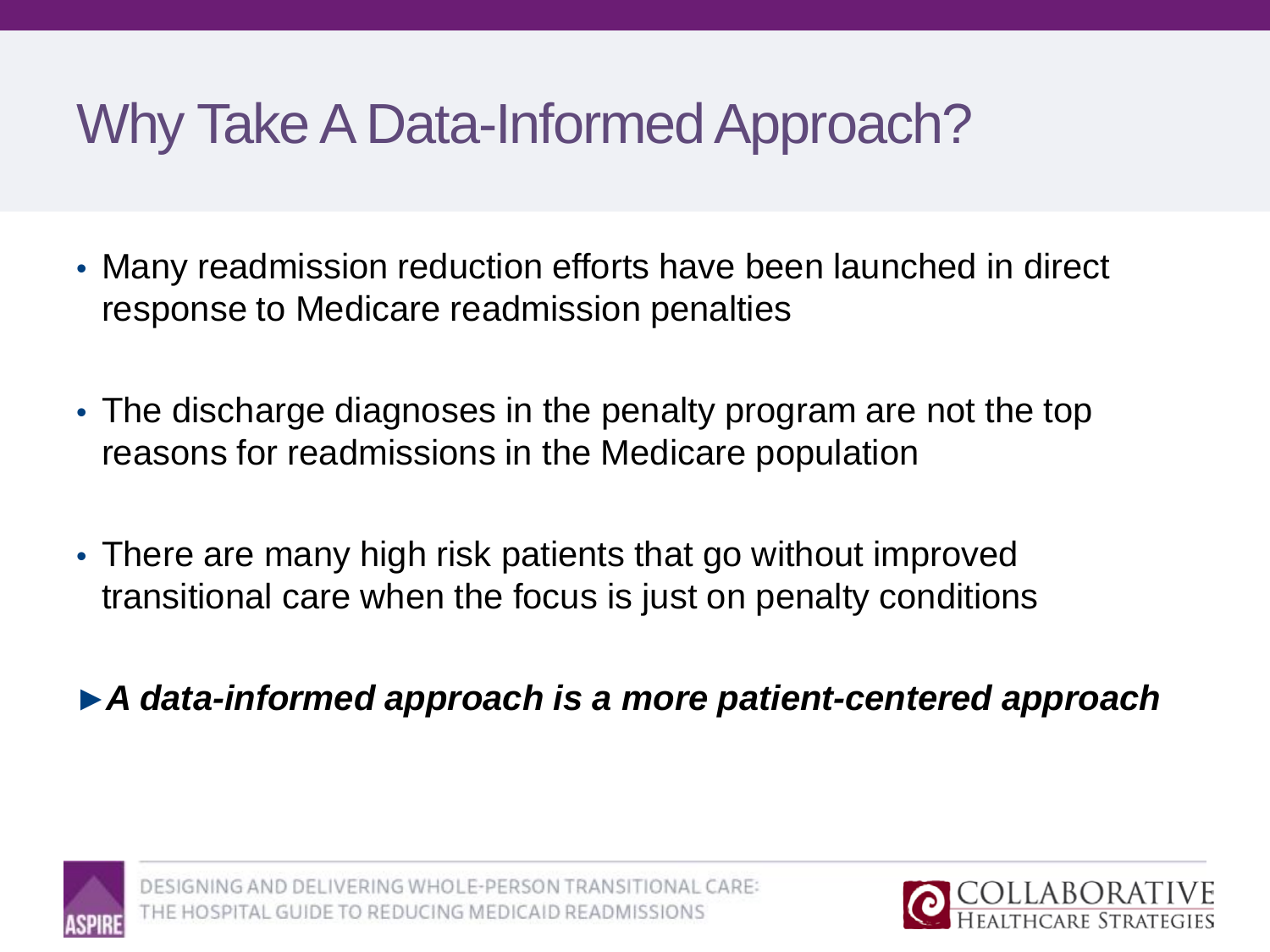# Why Take A Data-Informed Approach?

- Many readmission reduction efforts have been launched in direct response to Medicare readmission penalties
- The discharge diagnoses in the penalty program are not the top reasons for readmissions in the Medicare population
- There are many high risk patients that go without improved transitional care when the focus is just on penalty conditions

►***A data-informed approach is a more patient-centered approach***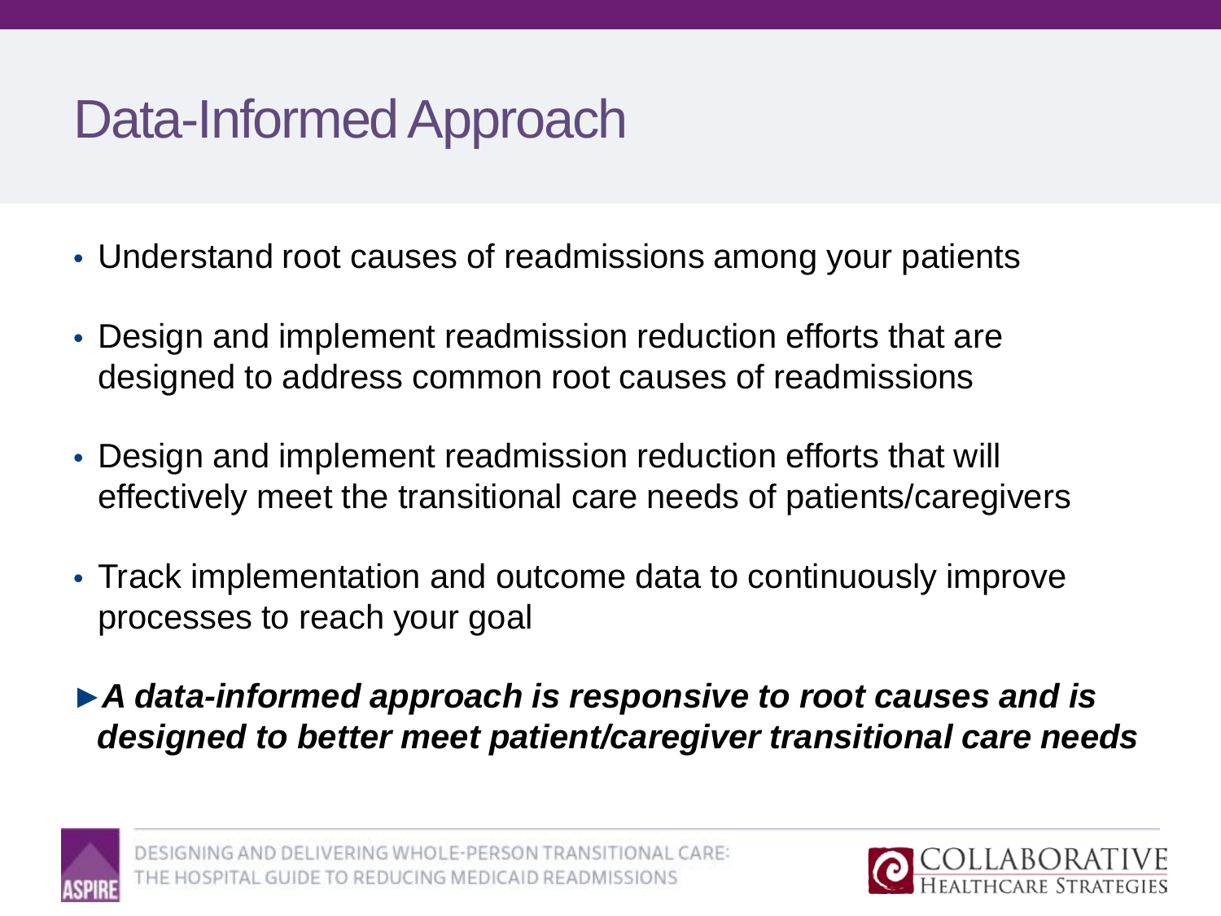# Data-Informed Approach

- Understand root causes of readmissions among your patients
- Design and implement readmission reduction efforts that are designed to address common root causes of readmissions
- Design and implement readmission reduction efforts that will effectively meet the transitional care needs of patients/caregivers
- Track implementation and outcome data to continuously improve processes to reach your goal

►***A data-informed approach is responsive to root causes and is designed to better meet patient/caregiver transitional care needs***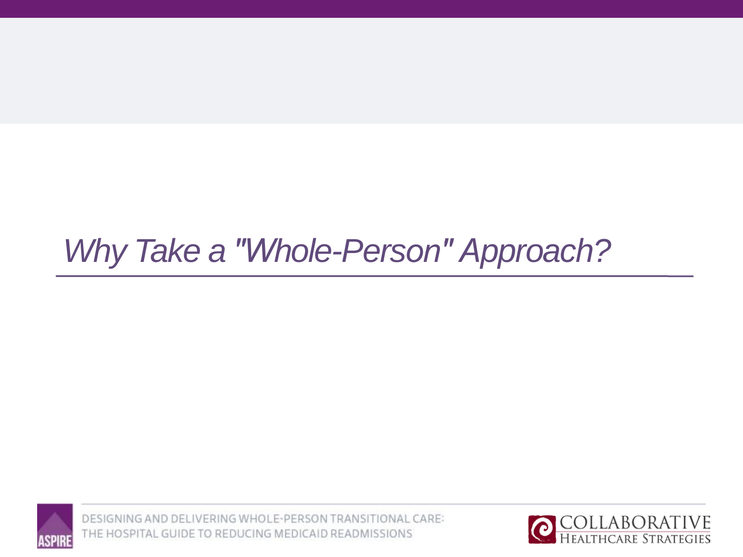# *Why Take a "Whole-Person" Approach?*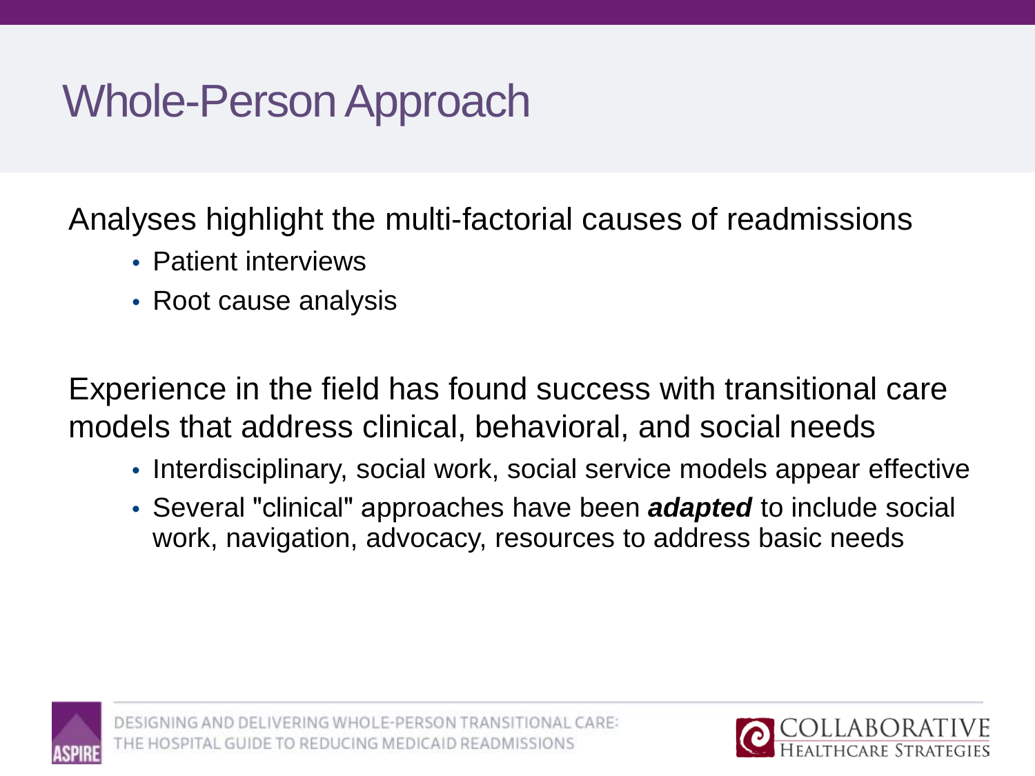# Whole-Person Approach

Analyses highlight the multi-factorial causes of readmissions

- Patient interviews
- Root cause analysis

Experience in the field has found success with transitional care models that address clinical, behavioral, and social needs

- Interdisciplinary, social work, social service models appear effective
- Several "clinical" approaches have been ***adapted*** to include social work, navigation, advocacy, resources to address basic needs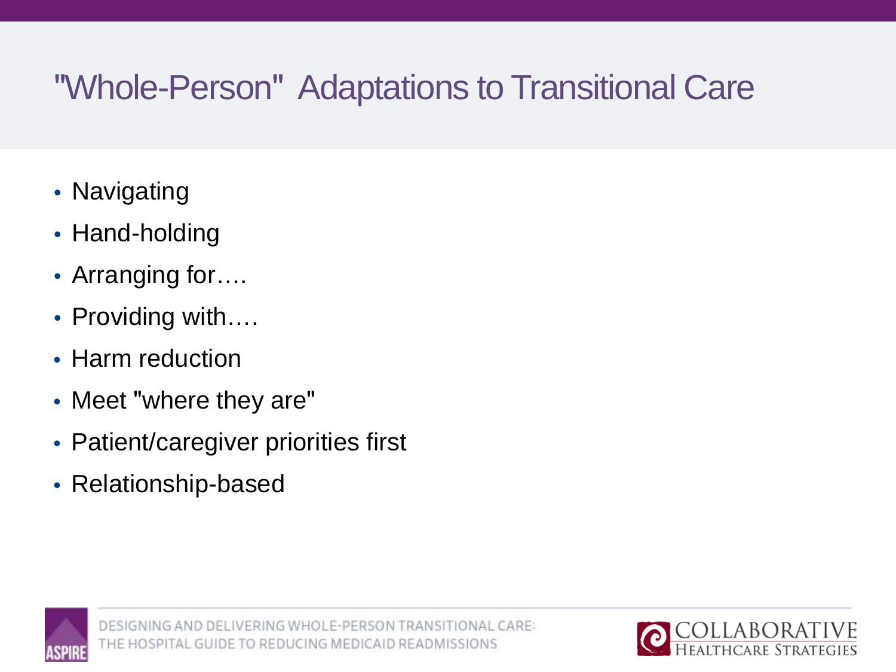# "Whole-Person" Adaptations to Transitional Care

- Navigating
- Hand-holding
- Arranging for….
- Providing with….
- Harm reduction
- Meet "where they are"
- Patient/caregiver priorities first
- Relationship-based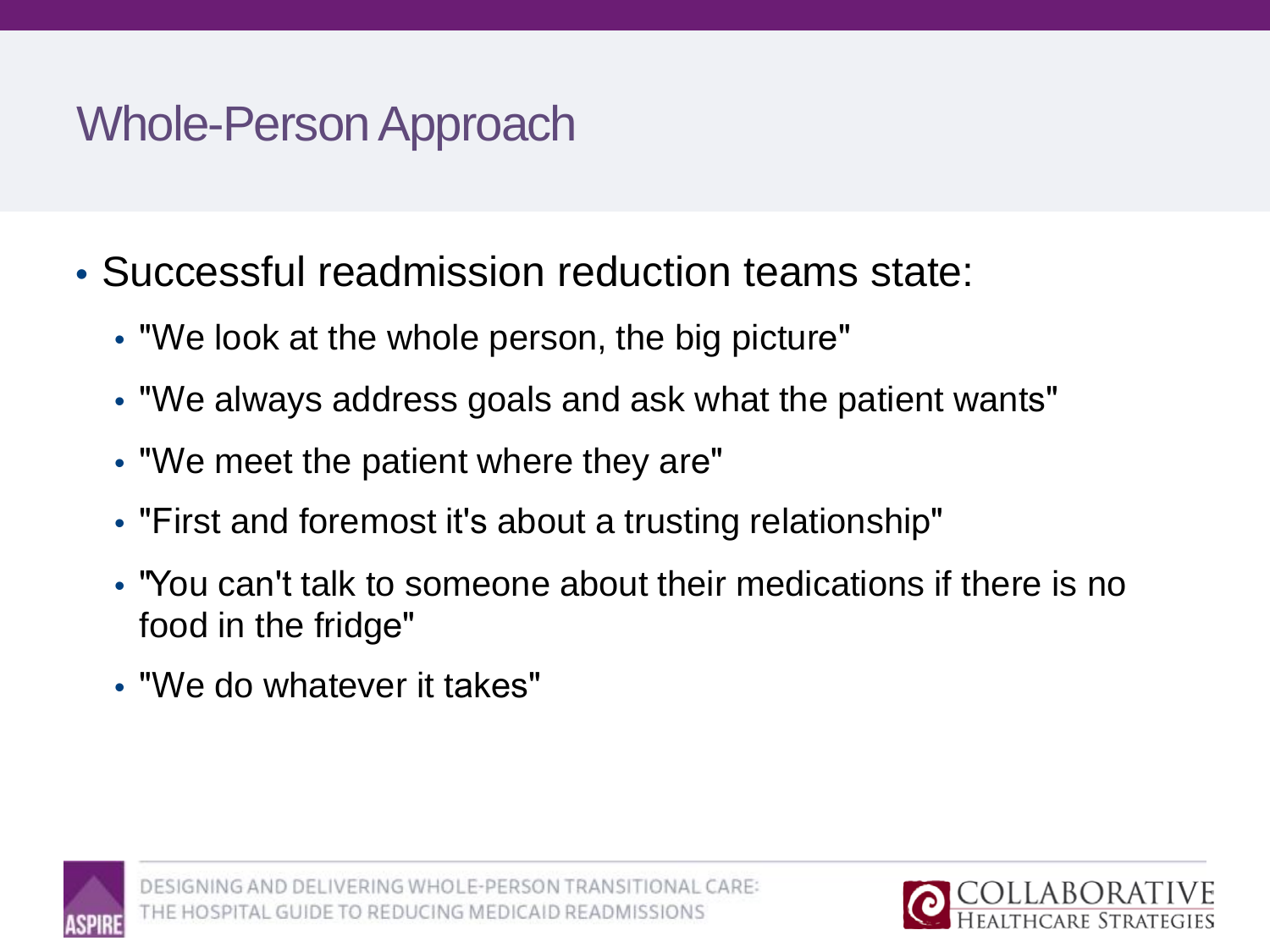# Whole-Person Approach

- Successful readmission reduction teams state:
  - "We look at the whole person, the big picture"
  - "We always address goals and ask what the patient wants"
  - "We meet the patient where they are"
  - "First and foremost it's about a trusting relationship"
  - "You can't talk to someone about their medications if there is no food in the fridge"
  - "We do whatever it takes"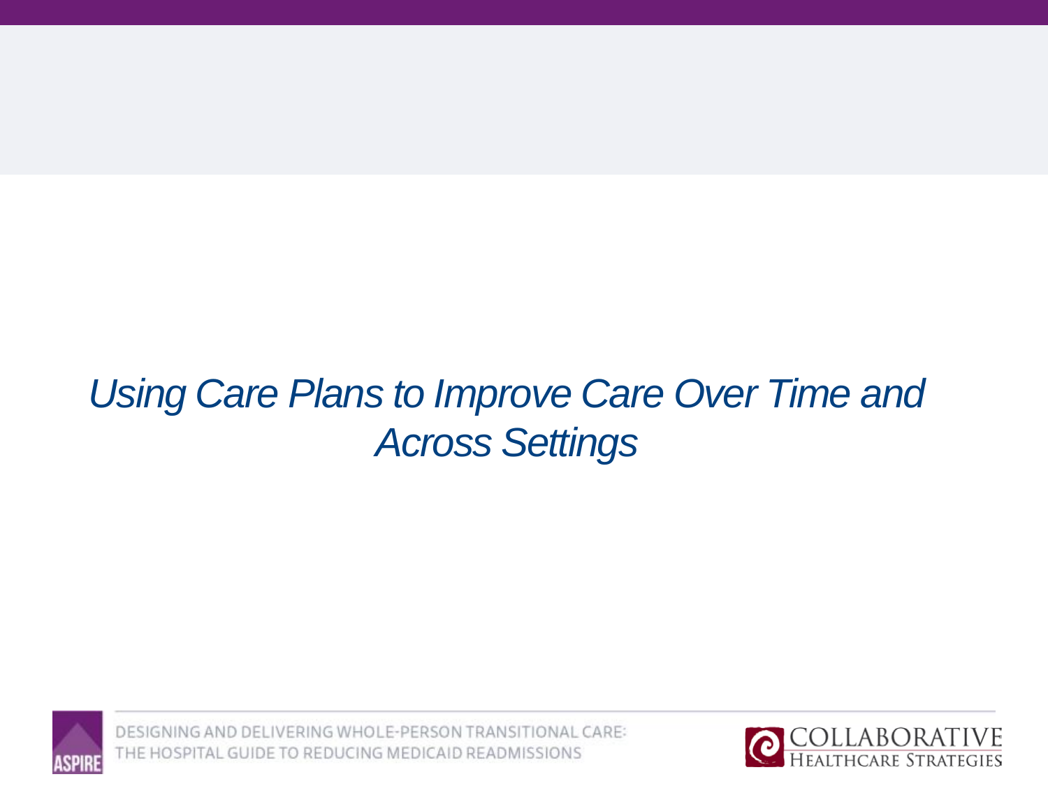*Using Care Plans to Improve Care Over Time and Across Settings*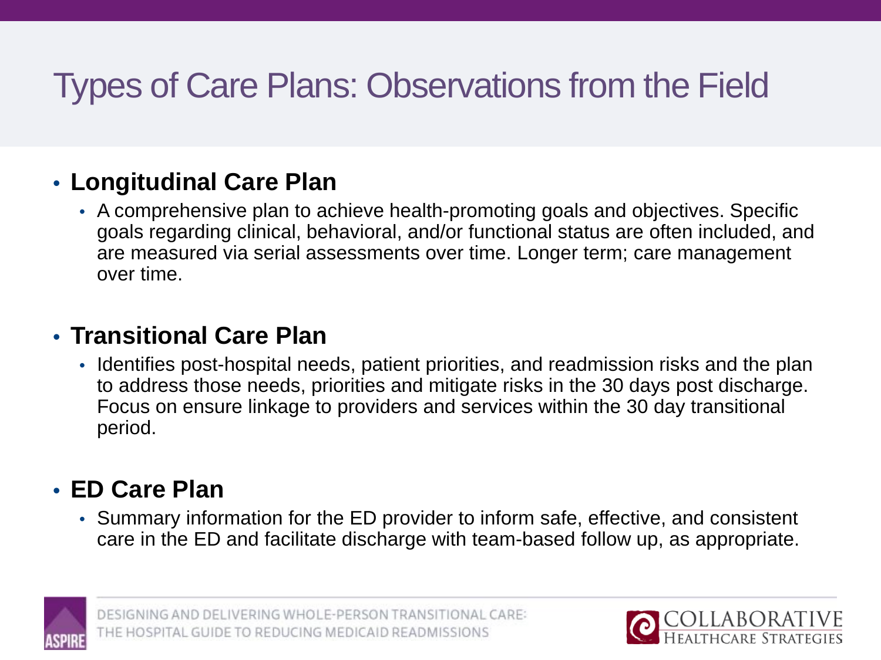# Types of Care Plans: Observations from the Field

- **Longitudinal Care Plan**
  - A comprehensive plan to achieve health-promoting goals and objectives. Specific goals regarding clinical, behavioral, and/or functional status are often included, and are measured via serial assessments over time. Longer term; care management over time.

- **Transitional Care Plan**
  - Identifies post-hospital needs, patient priorities, and readmission risks and the plan to address those needs, priorities and mitigate risks in the 30 days post discharge. Focus on ensure linkage to providers and services within the 30 day transitional period.

- **ED Care Plan**
  - Summary information for the ED provider to inform safe, effective, and consistent care in the ED and facilitate discharge with team-based follow up, as appropriate.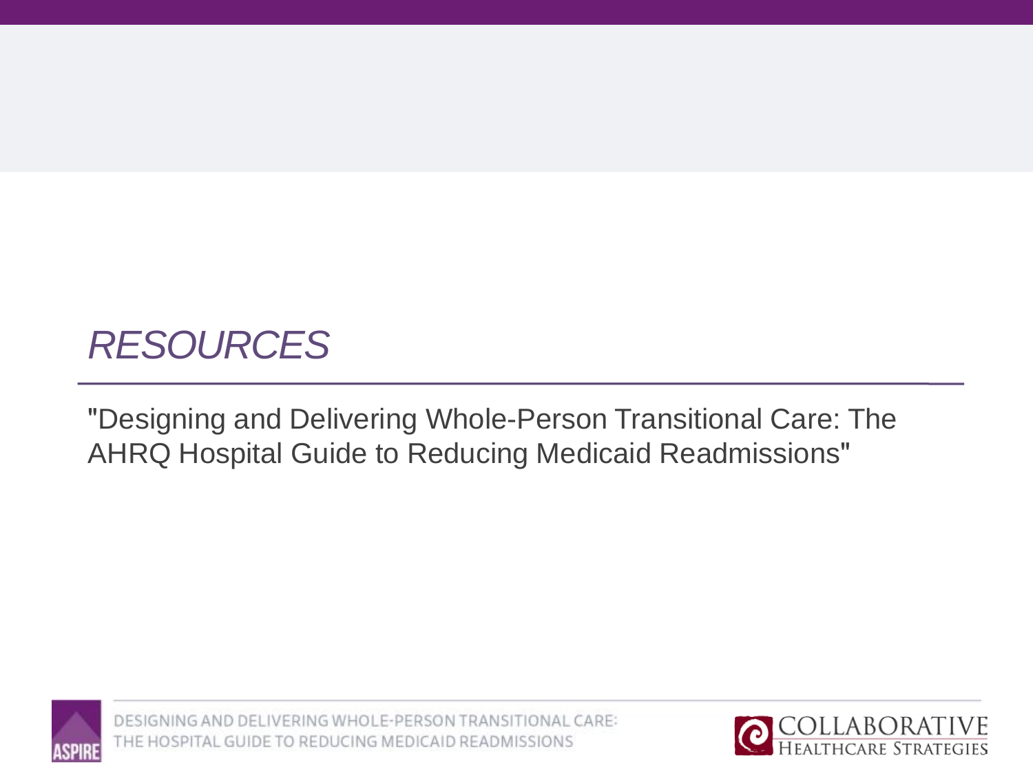# *RESOURCES*

"Designing and Delivering Whole-Person Transitional Care: The AHRQ Hospital Guide to Reducing Medicaid Readmissions"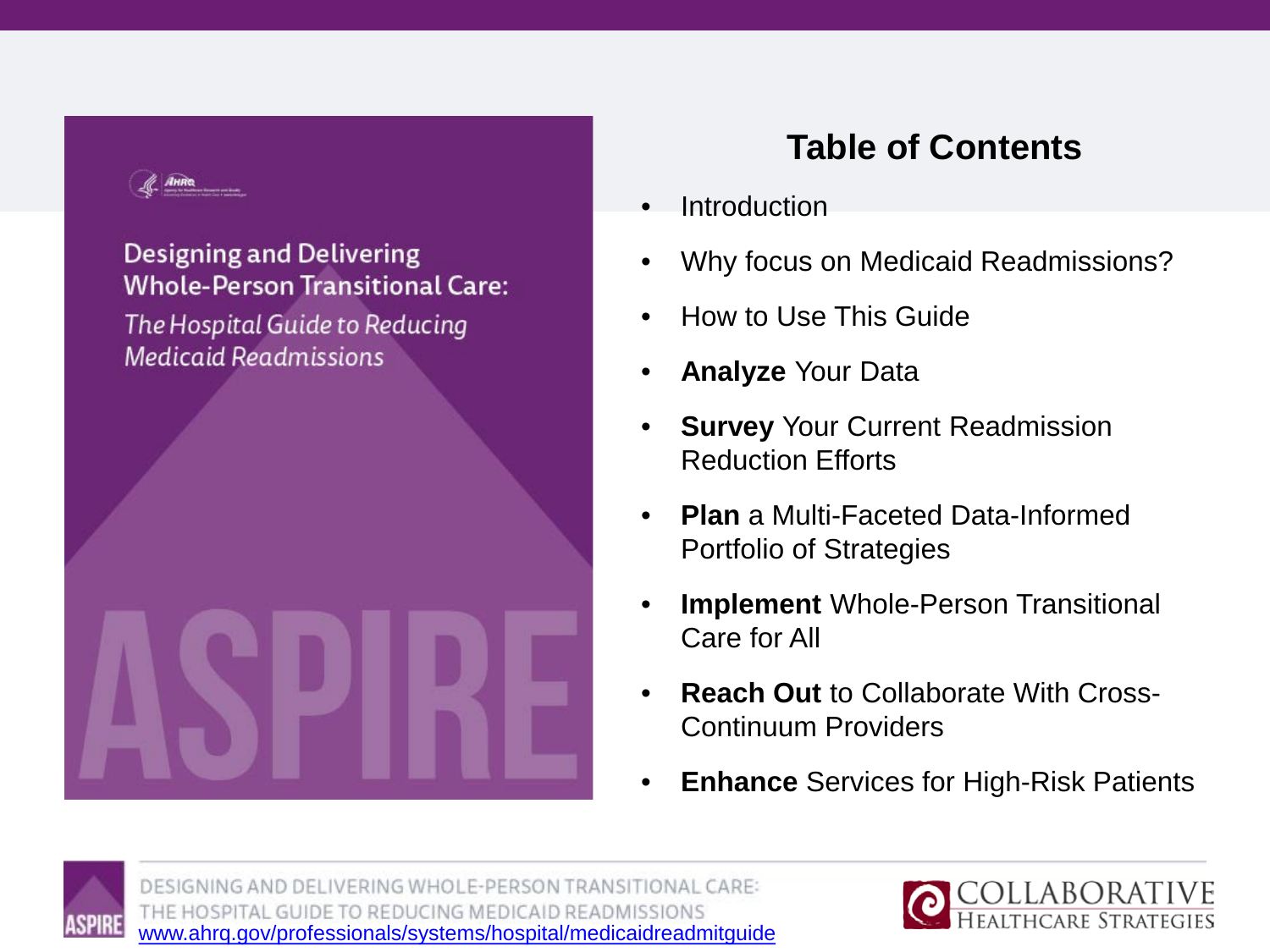Designing and Delivering Whole-Person Transitional Care:

*The Hospital Guide to Reducing Medicaid Readmissions*

ASPIRE

## Table of Contents

- Introduction
- Why focus on Medicaid Readmissions?
- How to Use This Guide
- **Analyze** Your Data
- **Survey** Your Current Readmission Reduction Efforts
- **Plan** a Multi-Faceted Data-Informed Portfolio of Strategies
- **Implement** Whole-Person Transitional Care for All
- **Reach Out** to Collaborate With Cross-Continuum Providers
- **Enhance** Services for High-Risk Patients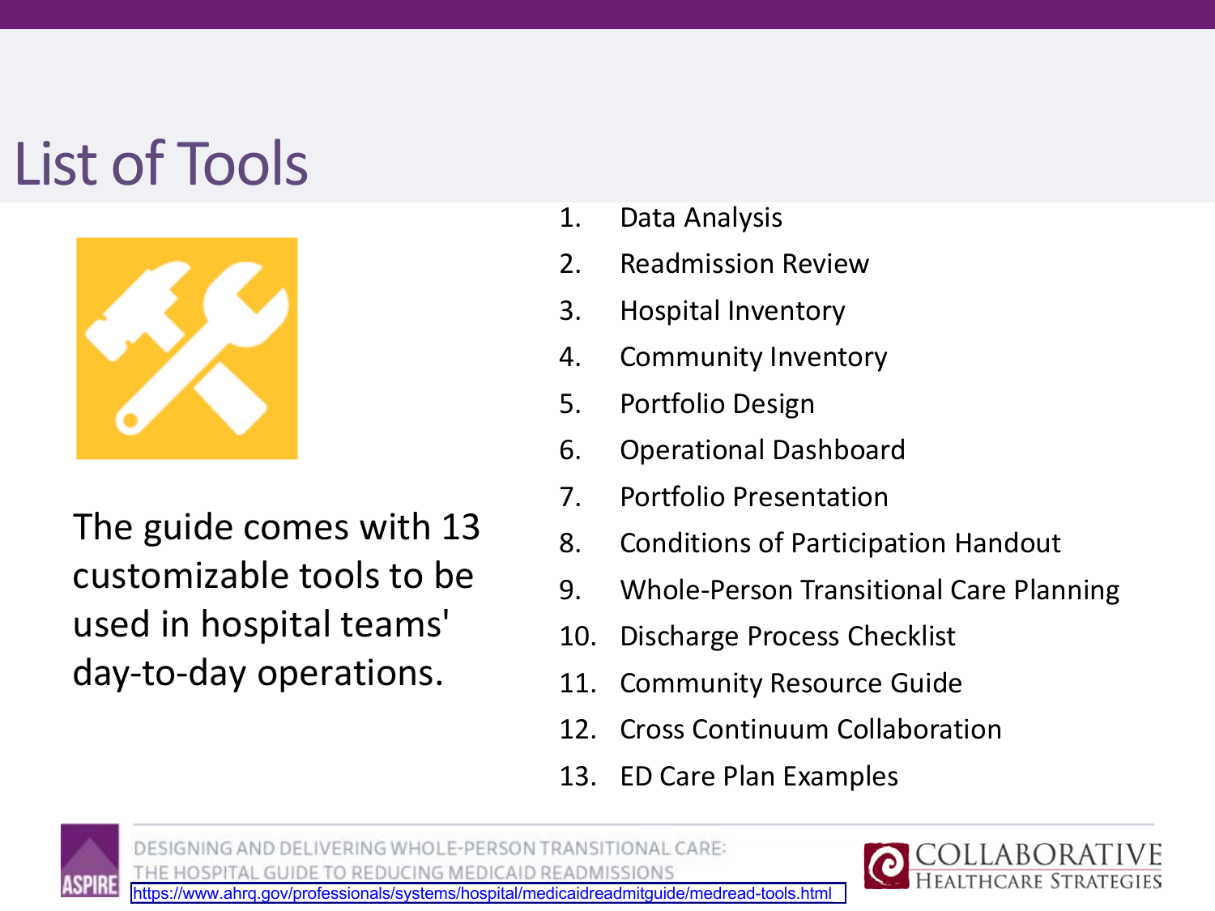# List of Tools

The guide comes with 13 customizable tools to be used in hospital teams' day-to-day operations.

1. Data Analysis
2. Readmission Review
3. Hospital Inventory
4. Community Inventory
5. Portfolio Design
6. Operational Dashboard
7. Portfolio Presentation
8. Conditions of Participation Handout
9. Whole-Person Transitional Care Planning
10. Discharge Process Checklist
11. Community Resource Guide
12. Cross Continuum Collaboration
13. ED Care Plan Examples

https://www.ahrq.gov/professionals/systems/hospital/medicaidreadmitguide/medread-tools.html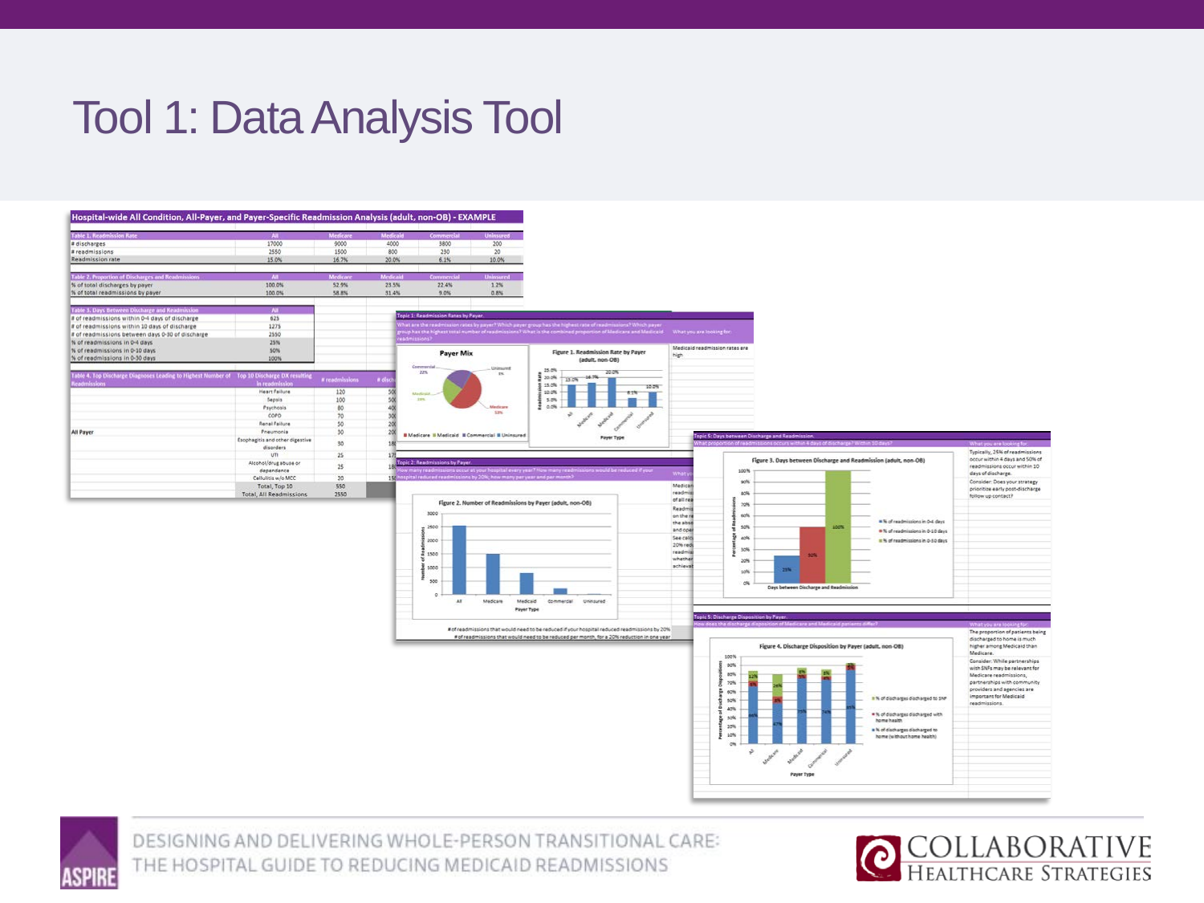# Tool 1: Data Analysis Tool

**Hospital-wide All Condition, All-Payer, and Payer-Specific Readmission Analysis (adult, non-OB) - EXAMPLE**

| Table 1. Readmission Rate | All | Medicare | Medicaid | Commercial | Uninsured |
|---|---|---|---|---|---|
| # discharges | 17000 | 9000 | 4000 | 3800 | 200 |
| # readmissions | 2550 | 1500 | 800 | 230 | 20 |
| Readmission rate | 15.0% | 16.7% | 20.0% | 6.1% | 10.0% |

| Table 2. Proportion of Discharges and Readmissions | All | Medicare | Medicaid | Commercial | Uninsured |
|---|---|---|---|---|---|
| % of total discharges by payer | 100.0% | 52.9% | 23.5% | 22.4% | 1.2% |
| % of total readmissions by payer | 100.0% | 58.8% | 31.4% | 9.0% | 0.8% |

| Table 3. Days Between Discharge and Readmission | All |
|---|---|
| # of readmissions within 0-4 days of discharge | 625 |
| # of readmissions within 10 days of discharge | 1275 |
| # of readmissions between days 0-30 of discharge | 2550 |
| % of readmissions in 0-4 days | 25% |
| % of readmissions in 0-10 days | 50% |
| % of readmissions in 0-30 days | 100% |

| Table 4. Top Discharge Diagnoses Leading to Highest Number of Readmissions | Top 10 Discharge DX resulting in readmission | # readmissions |
|---|---|---|
| All Payer | Heart Failure | 120 |
| | Sepsis | 100 |
| | Psychosis | 80 |
| | COPD | 70 |
| | Renal Failure | 50 |
| | Pneumonia | 30 |
| | Esophagitis and other digestive disorders | 30 |
| | UTI | 25 |
| | Alcohol/drug abuse or dependence | 25 |
| | Cellulitis w/o MCC | 20 |
| | Total, Top 10 | 550 |
| | Total, All Readmissions | 2550 |

**Topic 1: Readmission Rates by Payer.** What are the readmission rates by payer? Which payer group has the highest rate of readmissions? Which payer group has the highest total number of readmissions? What is the combined proportion of Medicare and Medicaid readmissions?

What you are looking for: Medicaid readmission rates are high

Payer Mix: Commercial 22%, Uninsured 1%, Medicaid 23%, Medicare 53%

Figure 1. Readmission Rate by Payer (adult, non-OB): All 15.0%, Medicare 16.7%, Medicaid 20.0%, Commercial 6.1%, Uninsured 10.0%

**Topic 2: Readmissions by Payer.** How many readmissions occur at your hospital every year? How many readmissions would be reduced if your hospital reduced readmissions by 20%; how many per year and per month?

Figure 2. Number of Readmissions by Payer (adult, non-OB)

# of readmissions that would need to be reduced if your hospital reduced readmissions by 20%

# of readmissions that would need to be reduced per month, for a 20% reduction in one year

**Topic 5: Days between Discharge and Readmission.** What proportion of readmissions occurs within 4 days of discharge? Within 10 days?

What you are looking for: Typically, 25% of readmissions occur within 4 days and 50% of readmissions occur within 10 days of discharge. Consider: Does your strategy prioritize early post-discharge follow up contact?

Figure 3. Days between Discharge and Readmission (adult, non-OB): % of readmissions in 0-4 days 25%; % of readmissions in 0-10 days 50%; % of readmissions in 0-30 days 100%

**Topic 5: Discharge Disposition by Payer.** How does the discharge disposition of Medicare and Medicaid patients differ?

What you are looking for: The proportion of patients being discharged to home is much higher among Medicaid than Medicare. Consider: While partnerships with SNFs may be relevant for Medicare readmissions, partnerships with community providers and agencies are important for Medicaid readmissions.

Figure 4. Discharge Disposition by Payer (adult, non-OB)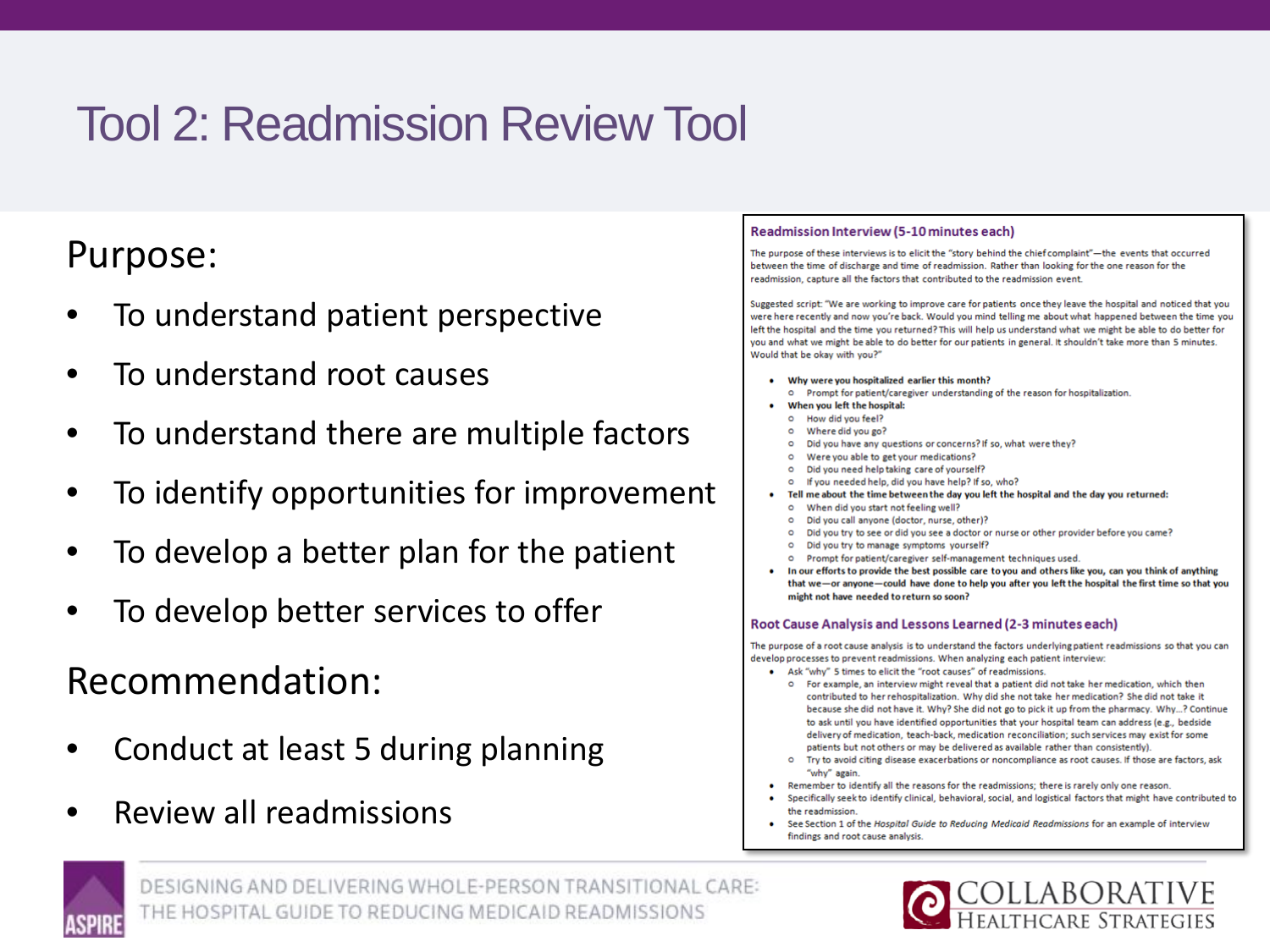# Tool 2: Readmission Review Tool

## Purpose:

- To understand patient perspective
- To understand root causes
- To understand there are multiple factors
- To identify opportunities for improvement
- To develop a better plan for the patient
- To develop better services to offer

## Recommendation:

- Conduct at least 5 during planning
- Review all readmissions

### Readmission Interview (5-10 minutes each)

The purpose of these interviews is to elicit the "story behind the chief complaint"—the events that occurred between the time of discharge and time of readmission. Rather than looking for the one reason for the readmission, capture all the factors that contributed to the readmission event.

Suggested script: "We are working to improve care for patients once they leave the hospital and noticed that you were here recently and now you're back. Would you mind telling me about what happened between the time you left the hospital and the time you returned? This will help us understand what we might be able to do better for you and what we might be able to do better for our patients in general. It shouldn't take more than 5 minutes. Would that be okay with you?"

- **Why were you hospitalized earlier this month?**
  - Prompt for patient/caregiver understanding of the reason for hospitalization.
- **When you left the hospital:**
  - How did you feel?
  - Where did you go?
  - Did you have any questions or concerns? If so, what were they?
  - Were you able to get your medications?
  - Did you need help taking care of yourself?
  - If you needed help, did you have help? If so, who?
- **Tell me about the time between the day you left the hospital and the day you returned:**
  - When did you start not feeling well?
  - Did you call anyone (doctor, nurse, other)?
  - Did you try to see or did you see a doctor or nurse or other provider before you came?
  - Did you try to manage symptoms yourself?
  - Prompt for patient/caregiver self-management techniques used.
- **In our efforts to provide the best possible care to you and others like you, can you think of anything that we—or anyone—could have done to help you after you left the hospital the first time so that you might not have needed to return so soon?**

### Root Cause Analysis and Lessons Learned (2-3 minutes each)

The purpose of a root cause analysis is to understand the factors underlying patient readmissions so that you can develop processes to prevent readmissions. When analyzing each patient interview:

- Ask "why" 5 times to elicit the "root causes" of readmissions.
  - For example, an interview might reveal that a patient did not take her medication, which then contributed to her rehospitalization. Why did she not take her medication? She did not take it because she did not have it. Why? She did not go to pick it up from the pharmacy. Why…? Continue to ask until you have identified opportunities that your hospital team can address (e.g., bedside delivery of medication, teach-back, medication reconciliation; such services may exist for some patients but not others or may be delivered as available rather than consistently).
  - Try to avoid citing disease exacerbations or noncompliance as root causes. If those are factors, ask "why" again.
- Remember to identify all the reasons for the readmissions; there is rarely only one reason.
- Specifically seek to identify clinical, behavioral, social, and logistical factors that might have contributed to the readmission.
- See Section 1 of the *Hospital Guide to Reducing Medicaid Readmissions* for an example of interview findings and root cause analysis.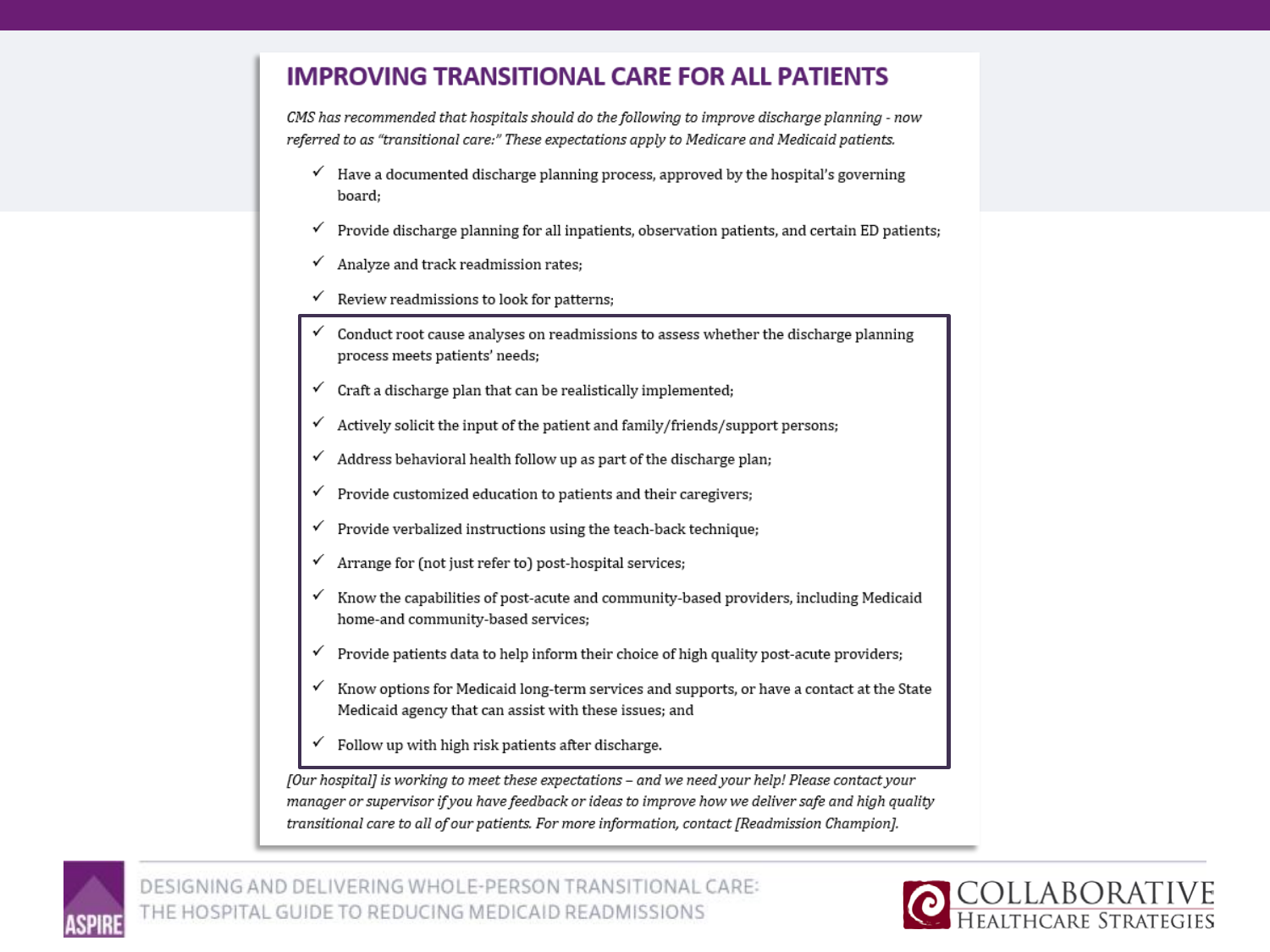# IMPROVING TRANSITIONAL CARE FOR ALL PATIENTS

*CMS has recommended that hospitals should do the following to improve discharge planning - now referred to as "transitional care:" These expectations apply to Medicare and Medicaid patients.*

- ✓ Have a documented discharge planning process, approved by the hospital's governing board;
- ✓ Provide discharge planning for all inpatients, observation patients, and certain ED patients;
- ✓ Analyze and track readmission rates;
- ✓ Review readmissions to look for patterns;
- ✓ Conduct root cause analyses on readmissions to assess whether the discharge planning process meets patients' needs;
- ✓ Craft a discharge plan that can be realistically implemented;
- ✓ Actively solicit the input of the patient and family/friends/support persons;
- ✓ Address behavioral health follow up as part of the discharge plan;
- ✓ Provide customized education to patients and their caregivers;
- ✓ Provide verbalized instructions using the teach-back technique;
- ✓ Arrange for (not just refer to) post-hospital services;
- ✓ Know the capabilities of post-acute and community-based providers, including Medicaid home-and community-based services;
- ✓ Provide patients data to help inform their choice of high quality post-acute providers;
- ✓ Know options for Medicaid long-term services and supports, or have a contact at the State Medicaid agency that can assist with these issues; and
- ✓ Follow up with high risk patients after discharge.

*[Our hospital] is working to meet these expectations – and we need your help! Please contact your manager or supervisor if you have feedback or ideas to improve how we deliver safe and high quality transitional care to all of our patients. For more information, contact [Readmission Champion].*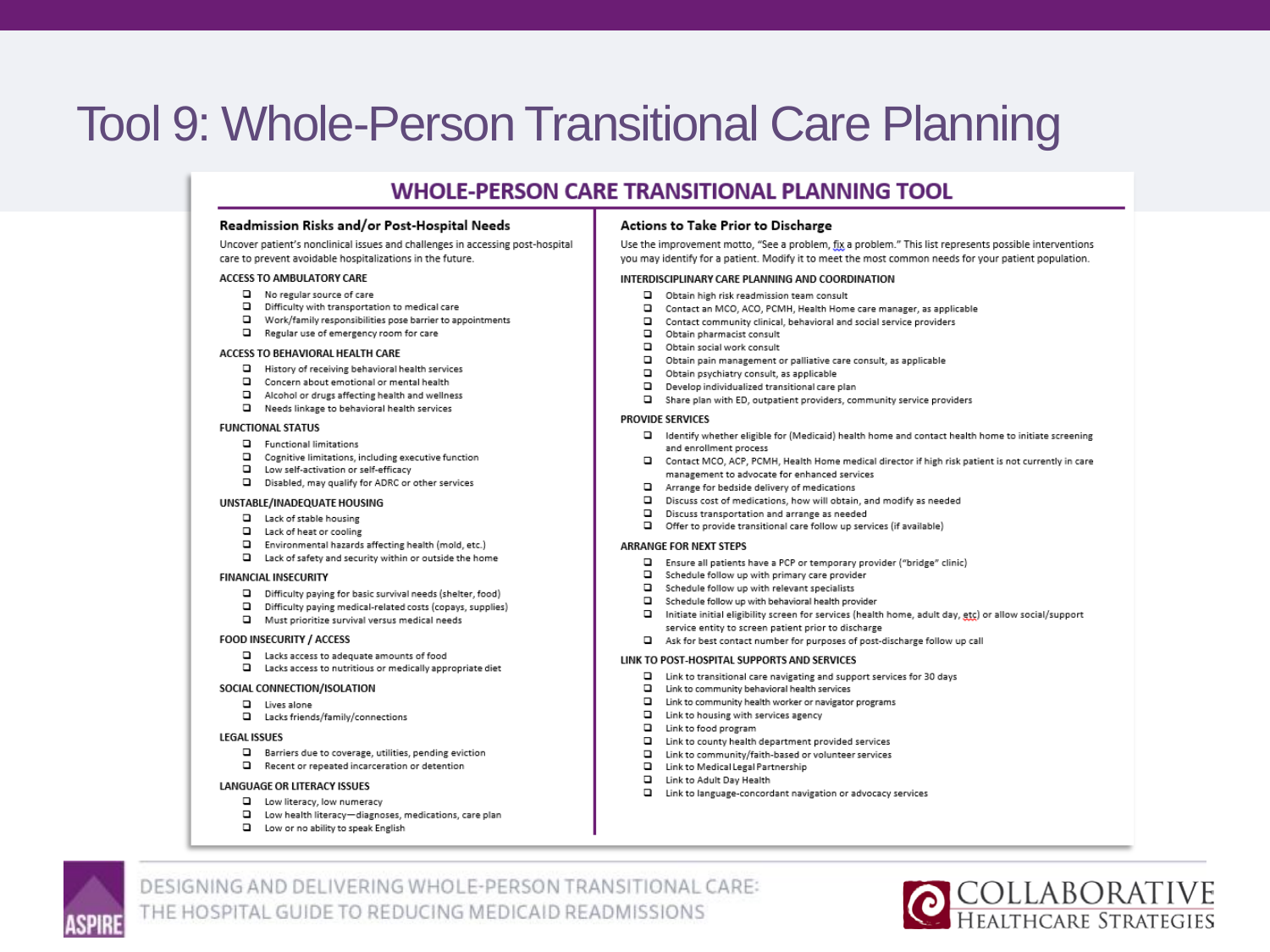# Tool 9: Whole-Person Transitional Care Planning

## WHOLE-PERSON CARE TRANSITIONAL PLANNING TOOL

### Readmission Risks and/or Post-Hospital Needs

Uncover patient's nonclinical issues and challenges in accessing post-hospital care to prevent avoidable hospitalizations in the future.

**ACCESS TO AMBULATORY CARE**

- ❑ No regular source of care
- ❑ Difficulty with transportation to medical care
- ❑ Work/family responsibilities pose barrier to appointments
- ❑ Regular use of emergency room for care

**ACCESS TO BEHAVIORAL HEALTH CARE**

- ❑ History of receiving behavioral health services
- ❑ Concern about emotional or mental health
- ❑ Alcohol or drugs affecting health and wellness
- ❑ Needs linkage to behavioral health services

**FUNCTIONAL STATUS**

- ❑ Functional limitations
- ❑ Cognitive limitations, including executive function
- ❑ Low self-activation or self-efficacy
- ❑ Disabled, may qualify for ADRC or other services

**UNSTABLE/INADEQUATE HOUSING**

- ❑ Lack of stable housing
- ❑ Lack of heat or cooling
- ❑ Environmental hazards affecting health (mold, etc.)
- ❑ Lack of safety and security within or outside the home

**FINANCIAL INSECURITY**

- ❑ Difficulty paying for basic survival needs (shelter, food)
- ❑ Difficulty paying medical-related costs (copays, supplies)
- ❑ Must prioritize survival versus medical needs

**FOOD INSECURITY / ACCESS**

- ❑ Lacks access to adequate amounts of food
- ❑ Lacks access to nutritious or medically appropriate diet

**SOCIAL CONNECTION/ISOLATION**

- ❑ Lives alone
- ❑ Lacks friends/family/connections

**LEGAL ISSUES**

- ❑ Barriers due to coverage, utilities, pending eviction
- ❑ Recent or repeated incarceration or detention

**LANGUAGE OR LITERACY ISSUES**

- ❑ Low literacy, low numeracy
- ❑ Low health literacy—diagnoses, medications, care plan
- ❑ Low or no ability to speak English

### Actions to Take Prior to Discharge

Use the improvement motto, "See a problem, fix a problem." This list represents possible interventions you may identify for a patient. Modify it to meet the most common needs for your patient population.

**INTERDISCIPLINARY CARE PLANNING AND COORDINATION**

- ❑ Obtain high risk readmission team consult
- ❑ Contact an MCO, ACO, PCMH, Health Home care manager, as applicable
- ❑ Contact community clinical, behavioral and social service providers
- ❑ Obtain pharmacist consult
- ❑ Obtain social work consult
- ❑ Obtain pain management or palliative care consult, as applicable
- ❑ Obtain psychiatry consult, as applicable
- ❑ Develop individualized transitional care plan
- ❑ Share plan with ED, outpatient providers, community service providers

**PROVIDE SERVICES**

- ❑ Identify whether eligible for (Medicaid) health home and contact health home to initiate screening and enrollment process
- ❑ Contact MCO, ACP, PCMH, Health Home medical director if high risk patient is not currently in care management to advocate for enhanced services
- ❑ Arrange for bedside delivery of medications
- ❑ Discuss cost of medications, how will obtain, and modify as needed
- ❑ Discuss transportation and arrange as needed
- ❑ Offer to provide transitional care follow up services (if available)

**ARRANGE FOR NEXT STEPS**

- ❑ Ensure all patients have a PCP or temporary provider ("bridge" clinic)
- ❑ Schedule follow up with primary care provider
- ❑ Schedule follow up with relevant specialists
- ❑ Schedule follow up with behavioral health provider
- ❑ Initiate initial eligibility screen for services (health home, adult day, etc) or allow social/support service entity to screen patient prior to discharge
- ❑ Ask for best contact number for purposes of post-discharge follow up call

**LINK TO POST-HOSPITAL SUPPORTS AND SERVICES**

- ❑ Link to transitional care navigating and support services for 30 days
- ❑ Link to community behavioral health services
- ❑ Link to community health worker or navigator programs
- ❑ Link to housing with services agency
- ❑ Link to food program
- ❑ Link to county health department provided services
- ❑ Link to community/faith-based or volunteer services
- ❑ Link to Medical Legal Partnership
- ❑ Link to Adult Day Health
- ❑ Link to language-concordant navigation or advocacy services

DESIGNING AND DELIVERING WHOLE-PERSON TRANSITIONAL CARE: THE HOSPITAL GUIDE TO REDUCING MEDICAID READMISSIONS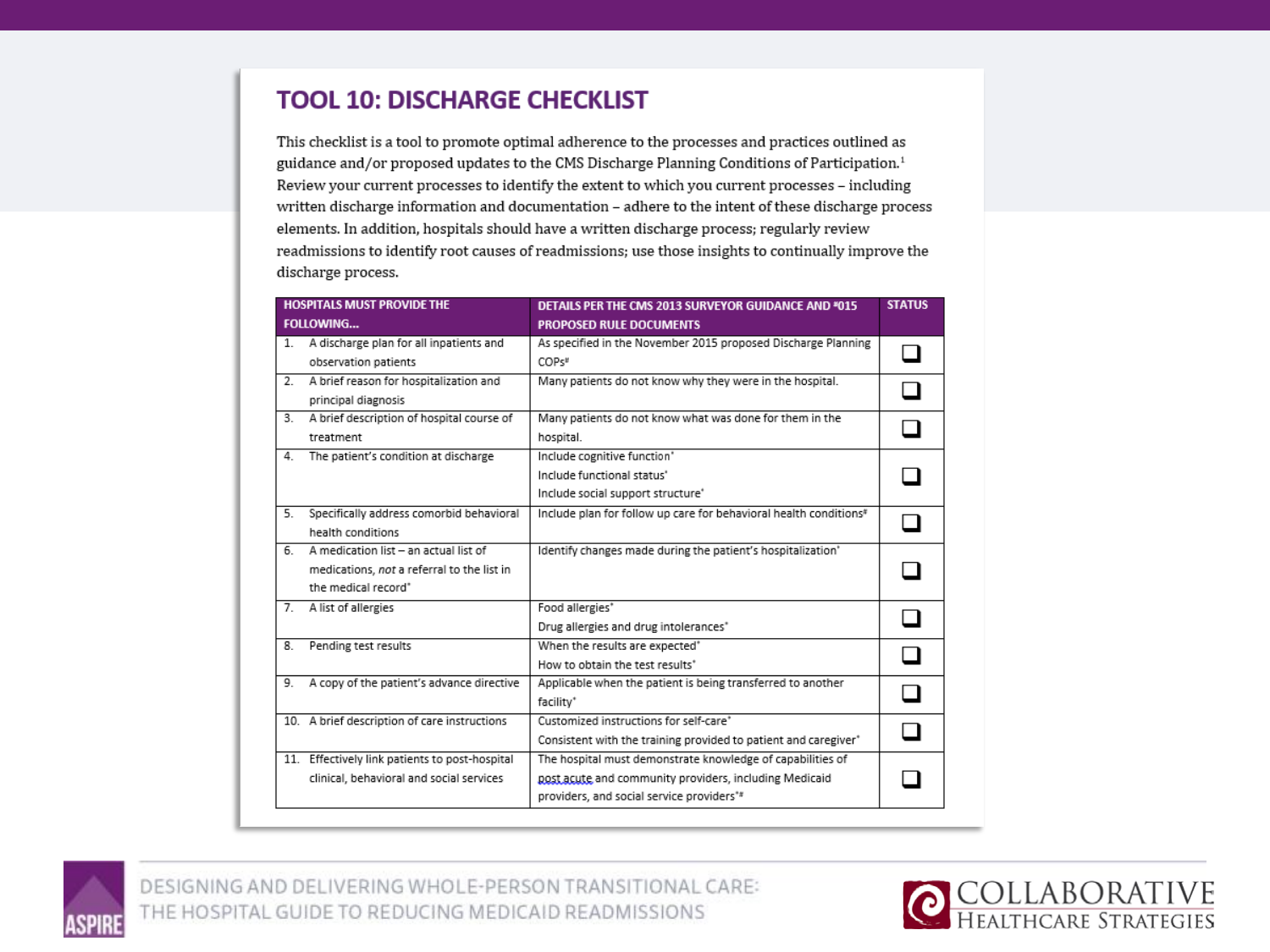# TOOL 10: DISCHARGE CHECKLIST

This checklist is a tool to promote optimal adherence to the processes and practices outlined as guidance and/or proposed updates to the CMS Discharge Planning Conditions of Participation.[1] Review your current processes to identify the extent to which you current processes – including written discharge information and documentation – adhere to the intent of these discharge process elements. In addition, hospitals should have a written discharge process; regularly review readmissions to identify root causes of readmissions; use those insights to continually improve the discharge process.

| HOSPITALS MUST PROVIDE THE FOLLOWING... | DETAILS PER THE CMS 2013 SURVEYOR GUIDANCE AND *015 PROPOSED RULE DOCUMENTS | STATUS |
|---|---|---|
| 1. A discharge plan for all inpatients and observation patients | As specified in the November 2015 proposed Discharge Planning COPs# | ☐ |
| 2. A brief reason for hospitalization and principal diagnosis | Many patients do not know why they were in the hospital. | ☐ |
| 3. A brief description of hospital course of treatment | Many patients do not know what was done for them in the hospital. | ☐ |
| 4. The patient's condition at discharge | Include cognitive function*<br>Include functional status*<br>Include social support structure* | ☐ |
| 5. Specifically address comorbid behavioral health conditions | Include plan for follow up care for behavioral health conditions# | ☐ |
| 6. A medication list – an actual list of medications, *not* a referral to the list in the medical record* | Identify changes made during the patient's hospitalization* | ☐ |
| 7. A list of allergies | Food allergies*<br>Drug allergies and drug intolerances* | ☐ |
| 8. Pending test results | When the results are expected*<br>How to obtain the test results* | ☐ |
| 9. A copy of the patient's advance directive | Applicable when the patient is being transferred to another facility* | ☐ |
| 10. A brief description of care instructions | Customized instructions for self-care*<br>Consistent with the training provided to patient and caregiver* | ☐ |
| 11. Effectively link patients to post-hospital clinical, behavioral and social services | The hospital must demonstrate knowledge of capabilities of post acute and community providers, including Medicaid providers, and social service providers*# | ☐ |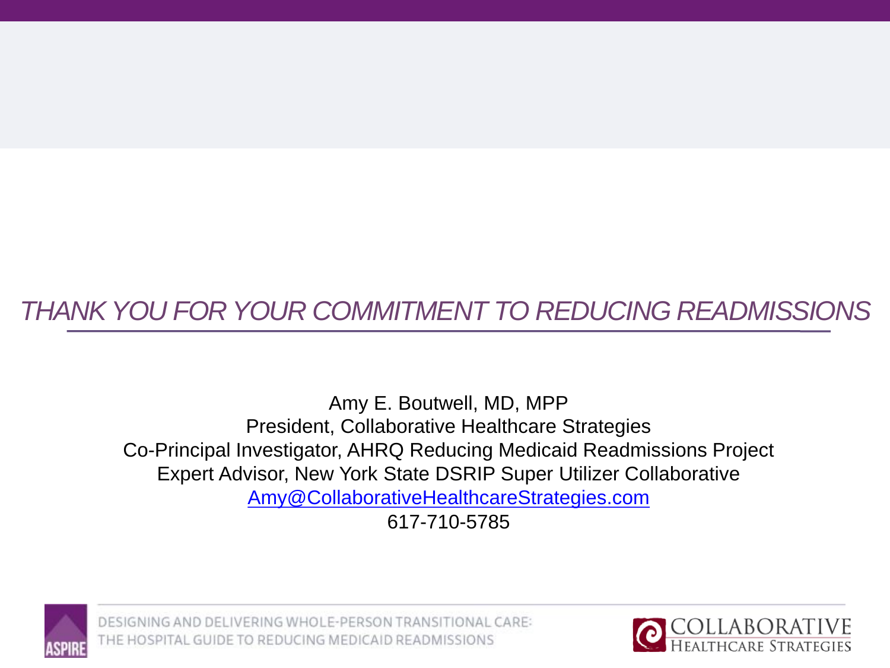## *THANK YOU FOR YOUR COMMITMENT TO REDUCING READMISSIONS*

Amy E. Boutwell, MD, MPP
President, Collaborative Healthcare Strategies
Co-Principal Investigator, AHRQ Reducing Medicaid Readmissions Project
Expert Advisor, New York State DSRIP Super Utilizer Collaborative
Amy@CollaborativeHealthcareStrategies.com
617-710-5785